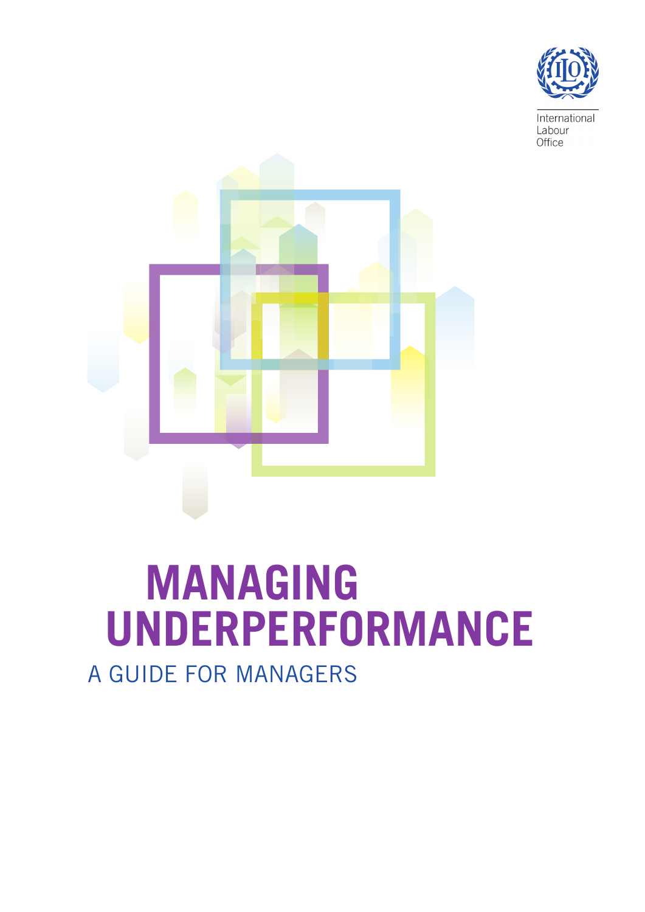International Labour Office

# MANAGING UNDERPERFORMANCE

## A GUIDE FOR MANAGERS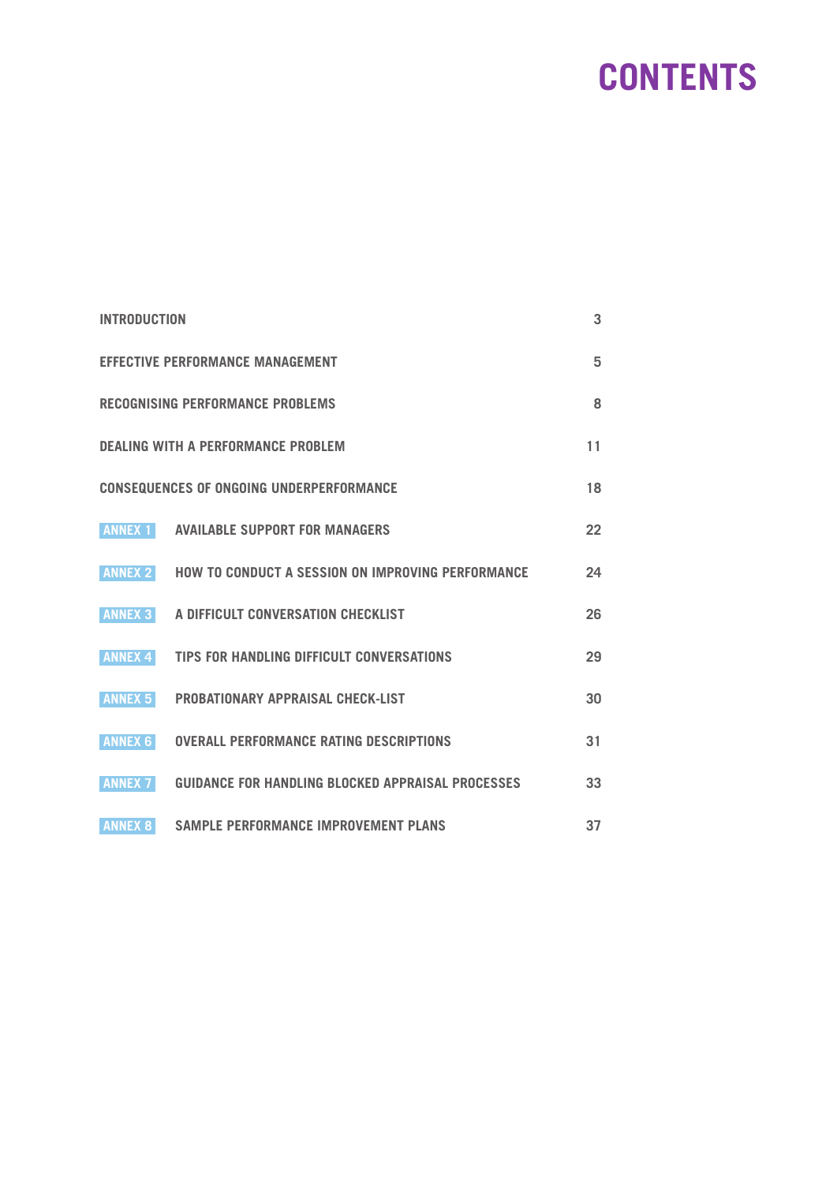# CONTENTS

| | |
|---|---|
| INTRODUCTION | 3 |
| EFFECTIVE PERFORMANCE MANAGEMENT | 5 |
| RECOGNISING PERFORMANCE PROBLEMS | 8 |
| DEALING WITH A PERFORMANCE PROBLEM | 11 |
| CONSEQUENCES OF ONGOING UNDERPERFORMANCE | 18 |
| ANNEX 1 AVAILABLE SUPPORT FOR MANAGERS | 22 |
| ANNEX 2 HOW TO CONDUCT A SESSION ON IMPROVING PERFORMANCE | 24 |
| ANNEX 3 A DIFFICULT CONVERSATION CHECKLIST | 26 |
| ANNEX 4 TIPS FOR HANDLING DIFFICULT CONVERSATIONS | 29 |
| ANNEX 5 PROBATIONARY APPRAISAL CHECK-LIST | 30 |
| ANNEX 6 OVERALL PERFORMANCE RATING DESCRIPTIONS | 31 |
| ANNEX 7 GUIDANCE FOR HANDLING BLOCKED APPRAISAL PROCESSES | 33 |
| ANNEX 8 SAMPLE PERFORMANCE IMPROVEMENT PLANS | 37 |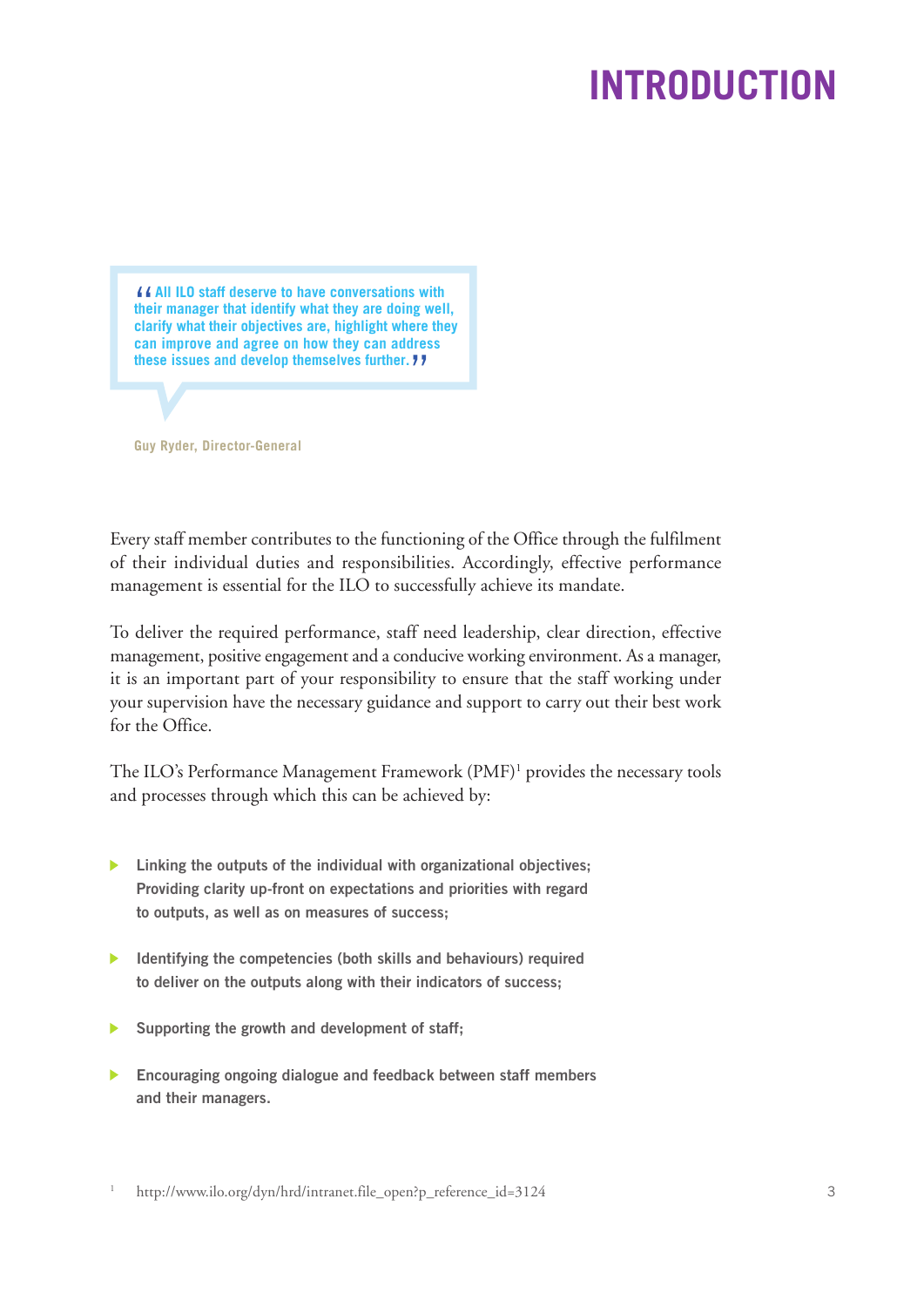# INTRODUCTION

> "All ILO staff deserve to have conversations with their manager that identify what they are doing well, clarify what their objectives are, highlight where they can improve and agree on how they can address these issues and develop themselves further."

Guy Ryder, Director-General

Every staff member contributes to the functioning of the Office through the fulfilment of their individual duties and responsibilities. Accordingly, effective performance management is essential for the ILO to successfully achieve its mandate.

To deliver the required performance, staff need leadership, clear direction, effective management, positive engagement and a conducive working environment. As a manager, it is an important part of your responsibility to ensure that the staff working under your supervision have the necessary guidance and support to carry out their best work for the Office.

The ILO's Performance Management Framework (PMF)[1] provides the necessary tools and processes through which this can be achieved by:

- **Linking the outputs of the individual with organizational objectives; Providing clarity up-front on expectations and priorities with regard to outputs, as well as on measures of success;**
- **Identifying the competencies (both skills and behaviours) required to deliver on the outputs along with their indicators of success;**
- **Supporting the growth and development of staff;**
- **Encouraging ongoing dialogue and feedback between staff members and their managers.**

[1] http://www.ilo.org/dyn/hrd/intranet.file_open?p_reference_id=3124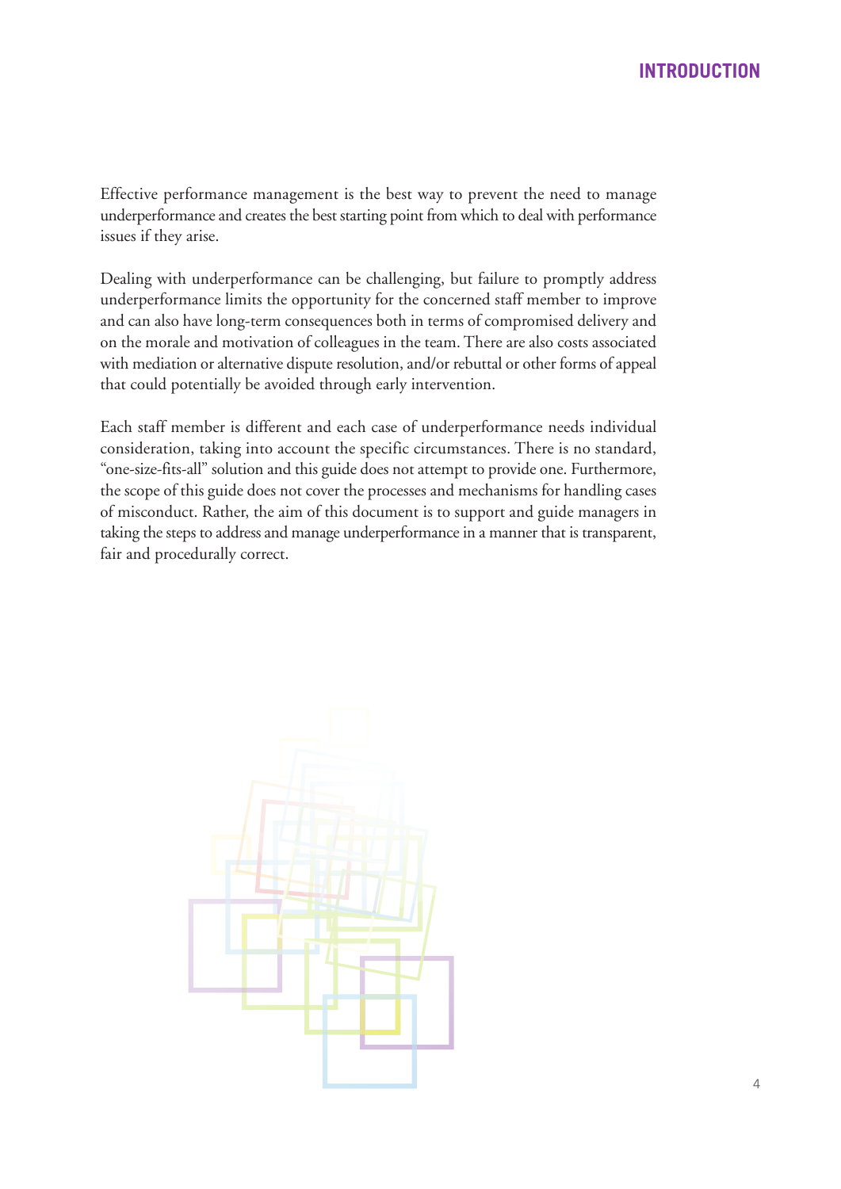# INTRODUCTION

Effective performance management is the best way to prevent the need to manage underperformance and creates the best starting point from which to deal with performance issues if they arise.

Dealing with underperformance can be challenging, but failure to promptly address underperformance limits the opportunity for the concerned staff member to improve and can also have long-term consequences both in terms of compromised delivery and on the morale and motivation of colleagues in the team. There are also costs associated with mediation or alternative dispute resolution, and/or rebuttal or other forms of appeal that could potentially be avoided through early intervention.

Each staff member is different and each case of underperformance needs individual consideration, taking into account the specific circumstances. There is no standard, "one-size-fits-all" solution and this guide does not attempt to provide one. Furthermore, the scope of this guide does not cover the processes and mechanisms for handling cases of misconduct. Rather, the aim of this document is to support and guide managers in taking the steps to address and manage underperformance in a manner that is transparent, fair and procedurally correct.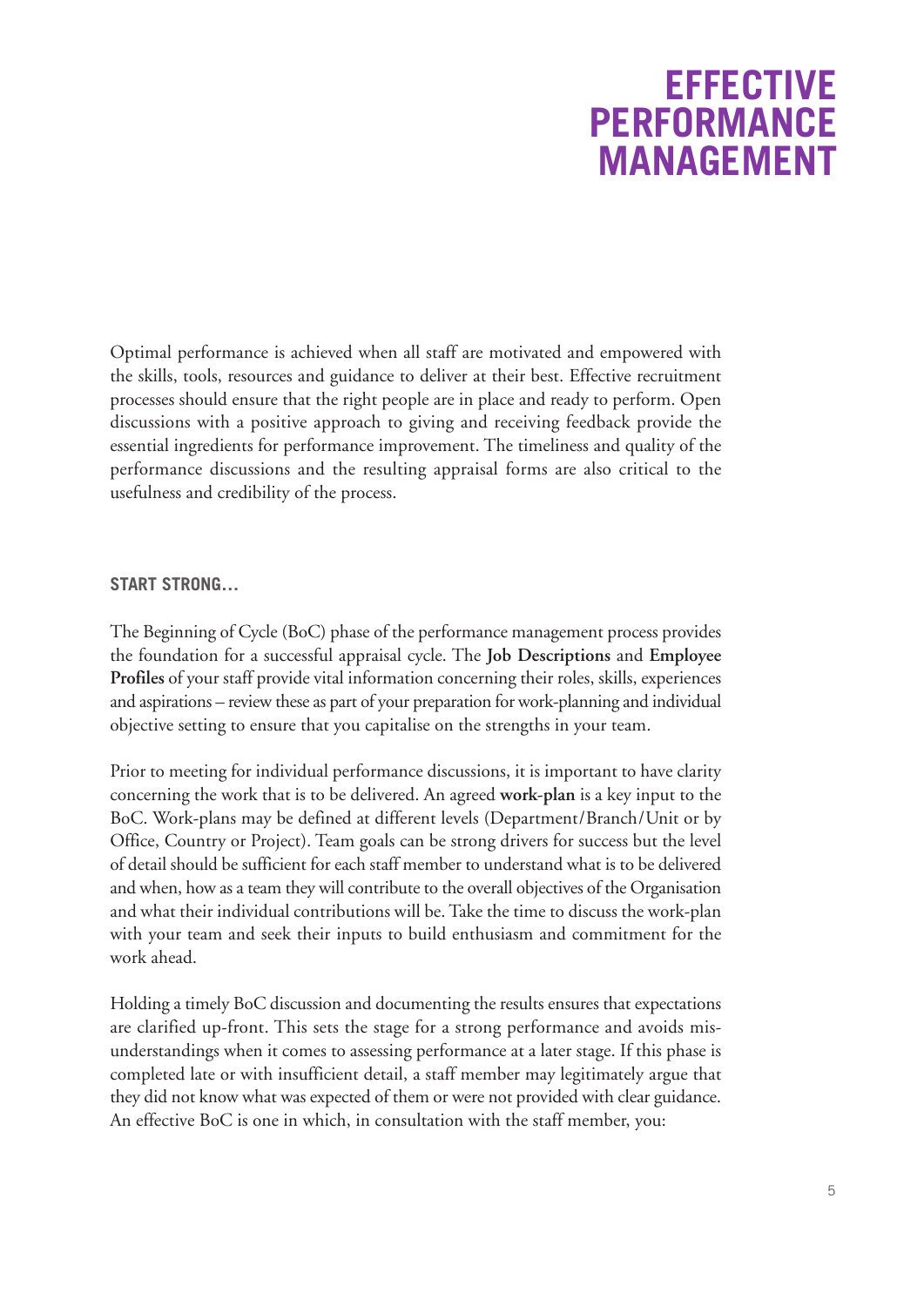# EFFECTIVE PERFORMANCE MANAGEMENT

Optimal performance is achieved when all staff are motivated and empowered with the skills, tools, resources and guidance to deliver at their best. Effective recruitment processes should ensure that the right people are in place and ready to perform. Open discussions with a positive approach to giving and receiving feedback provide the essential ingredients for performance improvement. The timeliness and quality of the performance discussions and the resulting appraisal forms are also critical to the usefulness and credibility of the process.

## START STRONG...

The Beginning of Cycle (BoC) phase of the performance management process provides the foundation for a successful appraisal cycle. The **Job Descriptions** and **Employee Profiles** of your staff provide vital information concerning their roles, skills, experiences and aspirations – review these as part of your preparation for work-planning and individual objective setting to ensure that you capitalise on the strengths in your team.

Prior to meeting for individual performance discussions, it is important to have clarity concerning the work that is to be delivered. An agreed **work-plan** is a key input to the BoC. Work-plans may be defined at different levels (Department/Branch/Unit or by Office, Country or Project). Team goals can be strong drivers for success but the level of detail should be sufficient for each staff member to understand what is to be delivered and when, how as a team they will contribute to the overall objectives of the Organisation and what their individual contributions will be. Take the time to discuss the work-plan with your team and seek their inputs to build enthusiasm and commitment for the work ahead.

Holding a timely BoC discussion and documenting the results ensures that expectations are clarified up-front. This sets the stage for a strong performance and avoids misunderstandings when it comes to assessing performance at a later stage. If this phase is completed late or with insufficient detail, a staff member may legitimately argue that they did not know what was expected of them or were not provided with clear guidance. An effective BoC is one in which, in consultation with the staff member, you: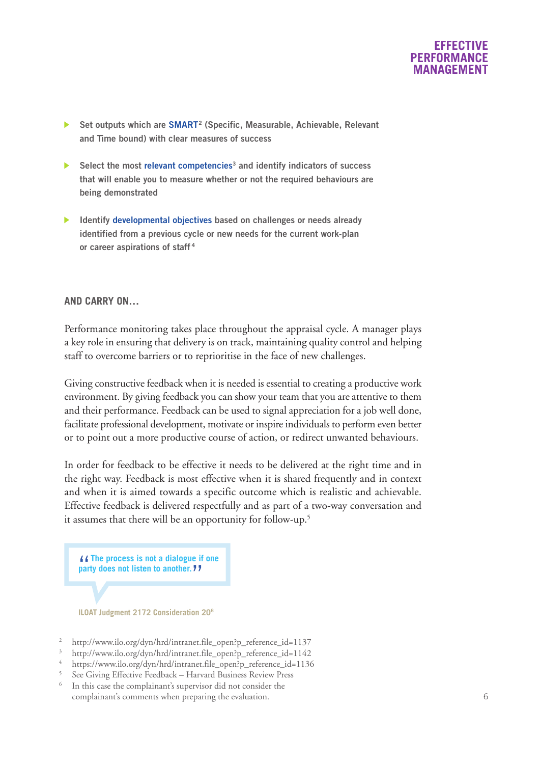- **Set outputs which are SMART[2] (Specific, Measurable, Achievable, Relevant and Time bound) with clear measures of success**
- **Select the most relevant competencies[3] and identify indicators of success that will enable you to measure whether or not the required behaviours are being demonstrated**
- **Identify developmental objectives based on challenges or needs already identified from a previous cycle or new needs for the current work-plan or career aspirations of staff[4]**

## AND CARRY ON…

Performance monitoring takes place throughout the appraisal cycle. A manager plays a key role in ensuring that delivery is on track, maintaining quality control and helping staff to overcome barriers or to reprioritise in the face of new challenges.

Giving constructive feedback when it is needed is essential to creating a productive work environment. By giving feedback you can show your team that you are attentive to them and their performance. Feedback can be used to signal appreciation for a job well done, facilitate professional development, motivate or inspire individuals to perform even better or to point out a more productive course of action, or redirect unwanted behaviours.

In order for feedback to be effective it needs to be delivered at the right time and in the right way. Feedback is most effective when it is shared frequently and in context and when it is aimed towards a specific outcome which is realistic and achievable. Effective feedback is delivered respectfully and as part of a two-way conversation and it assumes that there will be an opportunity for follow-up.[5]

> **"The process is not a dialogue if one party does not listen to another."**

**ILOAT Judgment 2172 Consideration 20[6]**

[2] http://www.ilo.org/dyn/hrd/intranet.file_open?p_reference_id=1137
[3] http://www.ilo.org/dyn/hrd/intranet.file_open?p_reference_id=1142
[4] https://www.ilo.org/dyn/hrd/intranet.file_open?p_reference_id=1136
[5] See Giving Effective Feedback – Harvard Business Review Press
[6] In this case the complainant's supervisor did not consider the complainant's comments when preparing the evaluation.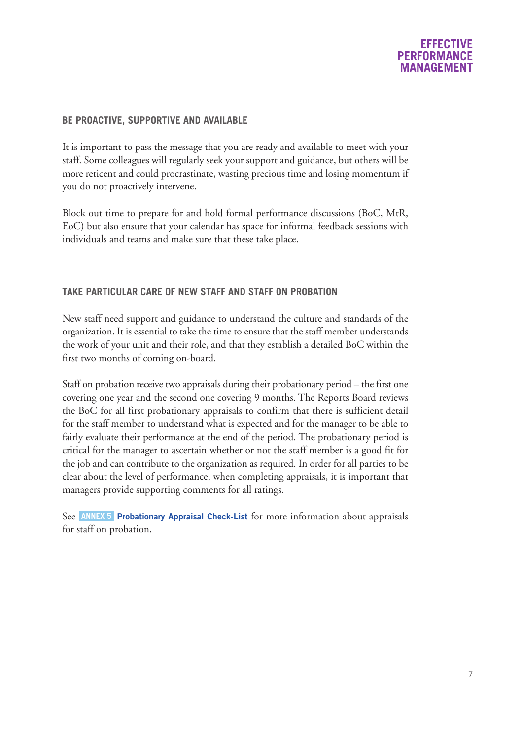## BE PROACTIVE, SUPPORTIVE AND AVAILABLE

It is important to pass the message that you are ready and available to meet with your staff. Some colleagues will regularly seek your support and guidance, but others will be more reticent and could procrastinate, wasting precious time and losing momentum if you do not proactively intervene.

Block out time to prepare for and hold formal performance discussions (BoC, MtR, EoC) but also ensure that your calendar has space for informal feedback sessions with individuals and teams and make sure that these take place.

## TAKE PARTICULAR CARE OF NEW STAFF AND STAFF ON PROBATION

New staff need support and guidance to understand the culture and standards of the organization. It is essential to take the time to ensure that the staff member understands the work of your unit and their role, and that they establish a detailed BoC within the first two months of coming on-board.

Staff on probation receive two appraisals during their probationary period – the first one covering one year and the second one covering 9 months. The Reports Board reviews the BoC for all first probationary appraisals to confirm that there is sufficient detail for the staff member to understand what is expected and for the manager to be able to fairly evaluate their performance at the end of the period. The probationary period is critical for the manager to ascertain whether or not the staff member is a good fit for the job and can contribute to the organization as required. In order for all parties to be clear about the level of performance, when completing appraisals, it is important that managers provide supporting comments for all ratings.

See **ANNEX 5 Probationary Appraisal Check-List** for more information about appraisals for staff on probation.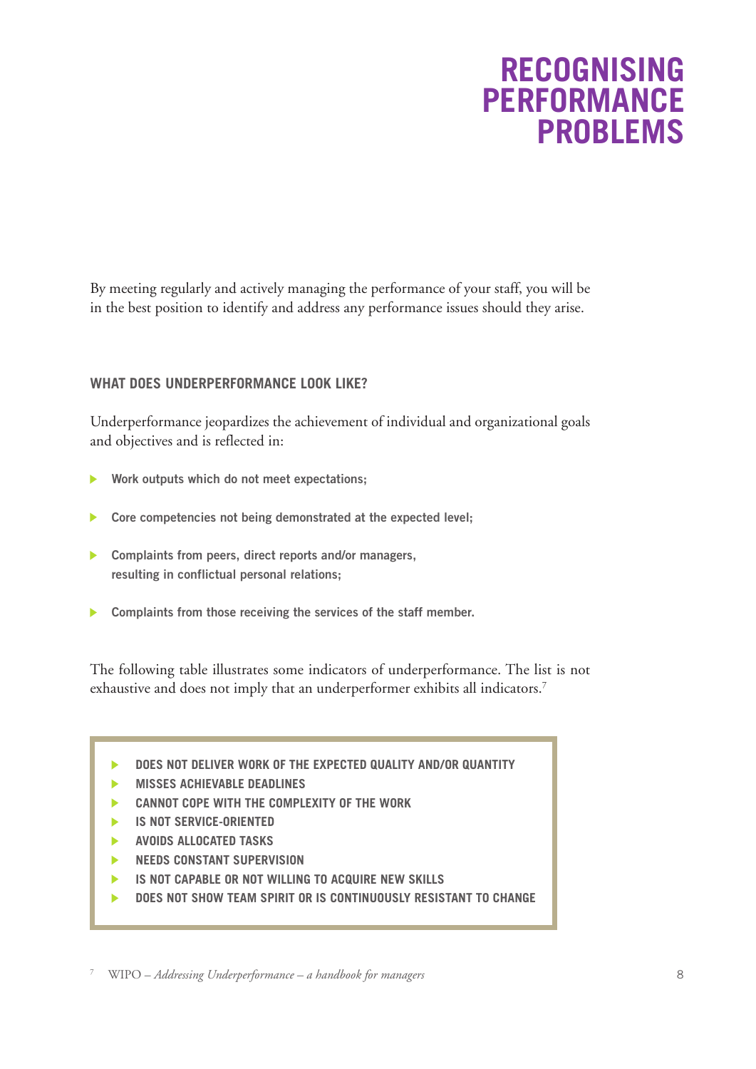# RECOGNISING PERFORMANCE PROBLEMS

By meeting regularly and actively managing the performance of your staff, you will be in the best position to identify and address any performance issues should they arise.

### WHAT DOES UNDERPERFORMANCE LOOK LIKE?

Underperformance jeopardizes the achievement of individual and organizational goals and objectives and is reflected in:

- **Work outputs which do not meet expectations;**
- **Core competencies not being demonstrated at the expected level;**
- **Complaints from peers, direct reports and/or managers, resulting in conflictual personal relations;**
- **Complaints from those receiving the services of the staff member.**

The following table illustrates some indicators of underperformance. The list is not exhaustive and does not imply that an underperformer exhibits all indicators.[7]

- **DOES NOT DELIVER WORK OF THE EXPECTED QUALITY AND/OR QUANTITY**
- **MISSES ACHIEVABLE DEADLINES**
- **CANNOT COPE WITH THE COMPLEXITY OF THE WORK**
- **IS NOT SERVICE-ORIENTED**
- **AVOIDS ALLOCATED TASKS**
- **NEEDS CONSTANT SUPERVISION**
- **IS NOT CAPABLE OR NOT WILLING TO ACQUIRE NEW SKILLS**
- **DOES NOT SHOW TEAM SPIRIT OR IS CONTINUOUSLY RESISTANT TO CHANGE**

[7] WIPO – *Addressing Underperformance – a handbook for managers*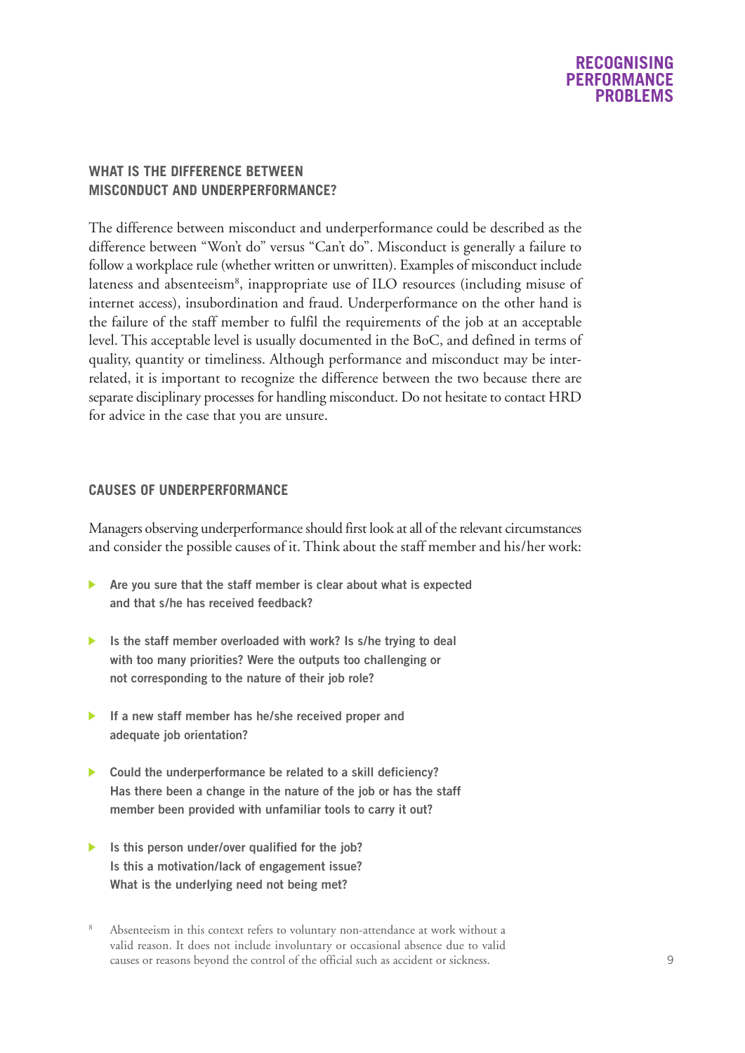## WHAT IS THE DIFFERENCE BETWEEN MISCONDUCT AND UNDERPERFORMANCE?

The difference between misconduct and underperformance could be described as the difference between "Won't do" versus "Can't do". Misconduct is generally a failure to follow a workplace rule (whether written or unwritten). Examples of misconduct include lateness and absenteeism[8], inappropriate use of ILO resources (including misuse of internet access), insubordination and fraud. Underperformance on the other hand is the failure of the staff member to fulfil the requirements of the job at an acceptable level. This acceptable level is usually documented in the BoC, and defined in terms of quality, quantity or timeliness. Although performance and misconduct may be inter-related, it is important to recognize the difference between the two because there are separate disciplinary processes for handling misconduct. Do not hesitate to contact HRD for advice in the case that you are unsure.

## CAUSES OF UNDERPERFORMANCE

Managers observing underperformance should first look at all of the relevant circumstances and consider the possible causes of it. Think about the staff member and his/her work:

- **Are you sure that the staff member is clear about what is expected and that s/he has received feedback?**
- **Is the staff member overloaded with work? Is s/he trying to deal with too many priorities? Were the outputs too challenging or not corresponding to the nature of their job role?**
- **If a new staff member has he/she received proper and adequate job orientation?**
- **Could the underperformance be related to a skill deficiency? Has there been a change in the nature of the job or has the staff member been provided with unfamiliar tools to carry it out?**
- **Is this person under/over qualified for the job? Is this a motivation/lack of engagement issue? What is the underlying need not being met?**

[8] Absenteeism in this context refers to voluntary non-attendance at work without a valid reason. It does not include involuntary or occasional absence due to valid causes or reasons beyond the control of the official such as accident or sickness.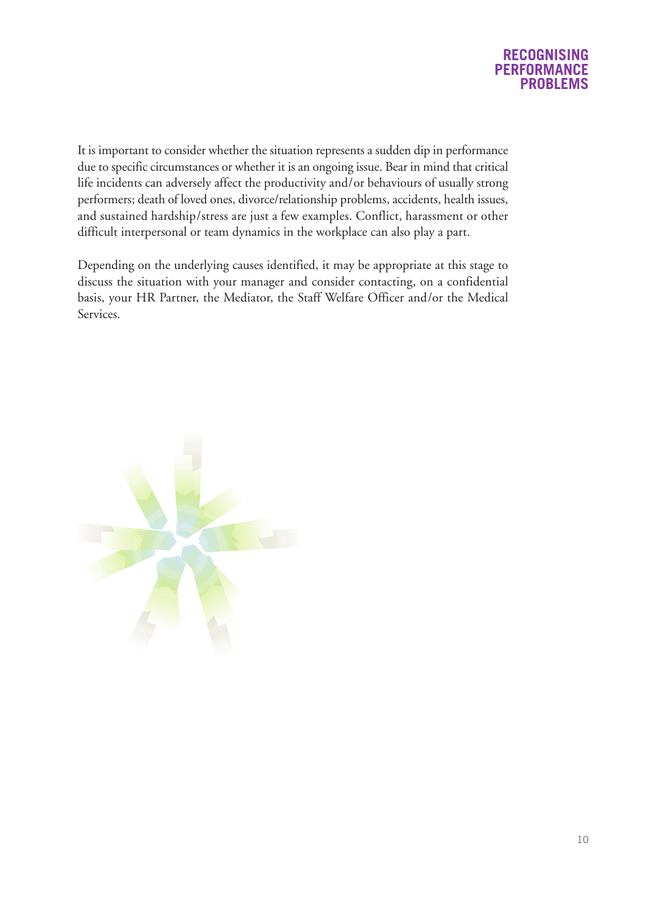It is important to consider whether the situation represents a sudden dip in performance due to specific circumstances or whether it is an ongoing issue. Bear in mind that critical life incidents can adversely affect the productivity and/or behaviours of usually strong performers; death of loved ones, divorce/relationship problems, accidents, health issues, and sustained hardship/stress are just a few examples. Conflict, harassment or other difficult interpersonal or team dynamics in the workplace can also play a part.

Depending on the underlying causes identified, it may be appropriate at this stage to discuss the situation with your manager and consider contacting, on a confidential basis, your HR Partner, the Mediator, the Staff Welfare Officer and/or the Medical Services.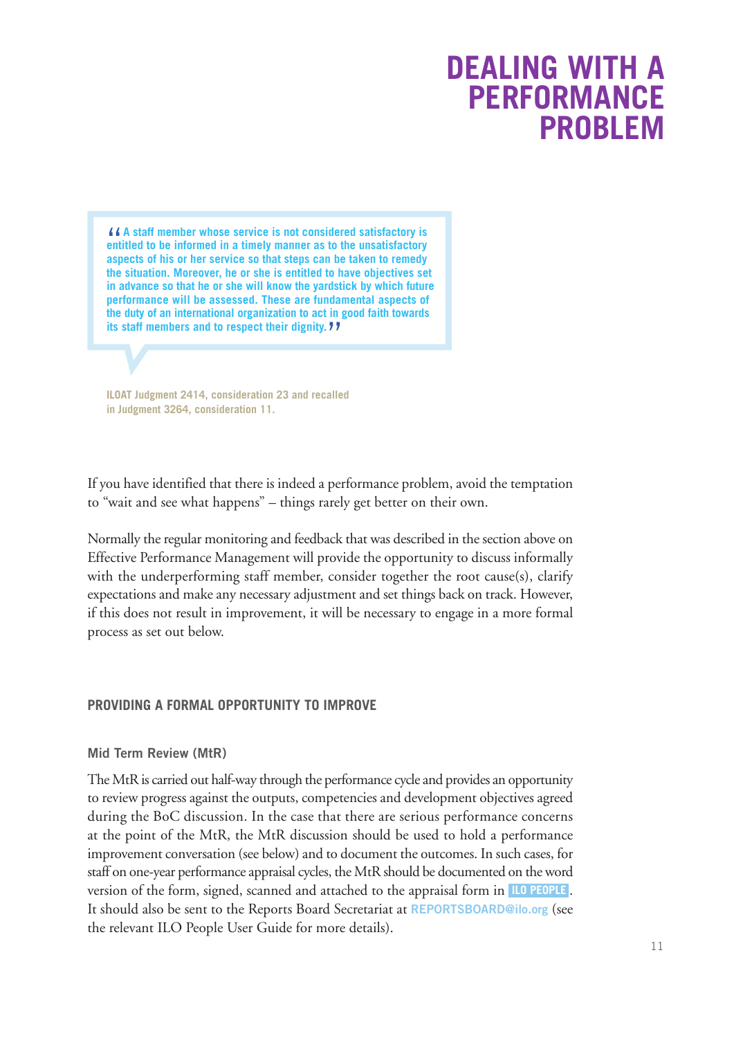# DEALING WITH A PERFORMANCE PROBLEM

> "A staff member whose service is not considered satisfactory is entitled to be informed in a timely manner as to the unsatisfactory aspects of his or her service so that steps can be taken to remedy the situation. Moreover, he or she is entitled to have objectives set in advance so that he or she will know the yardstick by which future performance will be assessed. These are fundamental aspects of the duty of an international organization to act in good faith towards its staff members and to respect their dignity."

**ILOAT Judgment 2414, consideration 23 and recalled in Judgment 3264, consideration 11.**

If you have identified that there is indeed a performance problem, avoid the temptation to "wait and see what happens" – things rarely get better on their own.

Normally the regular monitoring and feedback that was described in the section above on Effective Performance Management will provide the opportunity to discuss informally with the underperforming staff member, consider together the root cause(s), clarify expectations and make any necessary adjustment and set things back on track. However, if this does not result in improvement, it will be necessary to engage in a more formal process as set out below.

## PROVIDING A FORMAL OPPORTUNITY TO IMPROVE

### Mid Term Review (MtR)

The MtR is carried out half-way through the performance cycle and provides an opportunity to review progress against the outputs, competencies and development objectives agreed during the BoC discussion. In the case that there are serious performance concerns at the point of the MtR, the MtR discussion should be used to hold a performance improvement conversation (see below) and to document the outcomes. In such cases, for staff on one-year performance appraisal cycles, the MtR should be documented on the word version of the form, signed, scanned and attached to the appraisal form in **ILO PEOPLE**. It should also be sent to the Reports Board Secretariat at **REPORTSBOARD@ilo.org** (see the relevant ILO People User Guide for more details).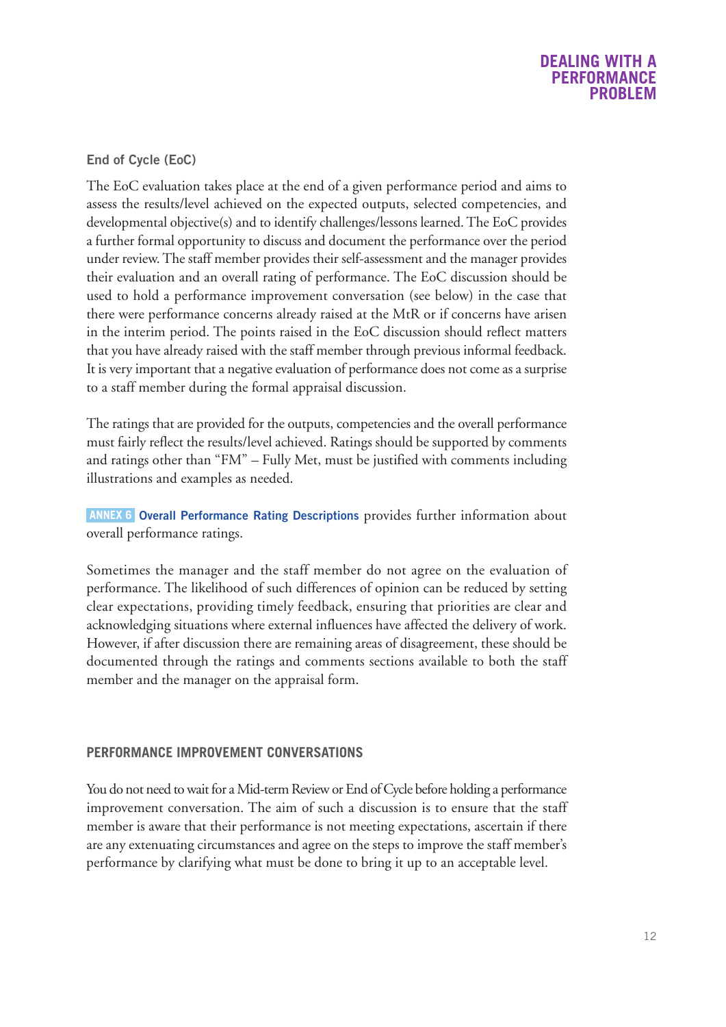### End of Cycle (EoC)

The EoC evaluation takes place at the end of a given performance period and aims to assess the results/level achieved on the expected outputs, selected competencies, and developmental objective(s) and to identify challenges/lessons learned. The EoC provides a further formal opportunity to discuss and document the performance over the period under review. The staff member provides their self-assessment and the manager provides their evaluation and an overall rating of performance. The EoC discussion should be used to hold a performance improvement conversation (see below) in the case that there were performance concerns already raised at the MtR or if concerns have arisen in the interim period. The points raised in the EoC discussion should reflect matters that you have already raised with the staff member through previous informal feedback. It is very important that a negative evaluation of performance does not come as a surprise to a staff member during the formal appraisal discussion.

The ratings that are provided for the outputs, competencies and the overall performance must fairly reflect the results/level achieved. Ratings should be supported by comments and ratings other than "FM" – Fully Met, must be justified with comments including illustrations and examples as needed.

**ANNEX 6** **Overall Performance Rating Descriptions** provides further information about overall performance ratings.

Sometimes the manager and the staff member do not agree on the evaluation of performance. The likelihood of such differences of opinion can be reduced by setting clear expectations, providing timely feedback, ensuring that priorities are clear and acknowledging situations where external influences have affected the delivery of work. However, if after discussion there are remaining areas of disagreement, these should be documented through the ratings and comments sections available to both the staff member and the manager on the appraisal form.

## PERFORMANCE IMPROVEMENT CONVERSATIONS

You do not need to wait for a Mid-term Review or End of Cycle before holding a performance improvement conversation. The aim of such a discussion is to ensure that the staff member is aware that their performance is not meeting expectations, ascertain if there are any extenuating circumstances and agree on the steps to improve the staff member's performance by clarifying what must be done to bring it up to an acceptable level.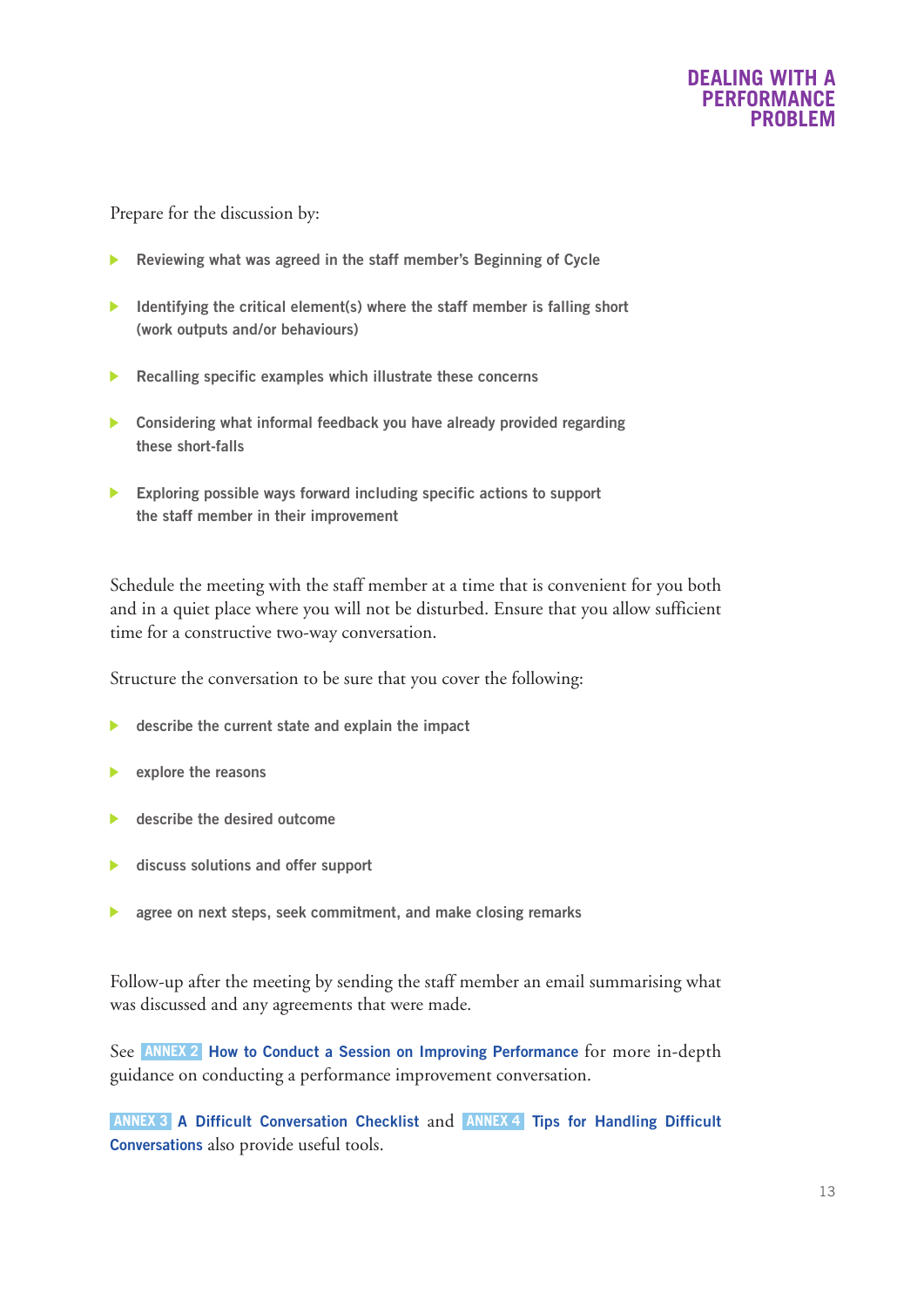Prepare for the discussion by:

- **Reviewing what was agreed in the staff member's Beginning of Cycle**
- **Identifying the critical element(s) where the staff member is falling short (work outputs and/or behaviours)**
- **Recalling specific examples which illustrate these concerns**
- **Considering what informal feedback you have already provided regarding these short-falls**
- **Exploring possible ways forward including specific actions to support the staff member in their improvement**

Schedule the meeting with the staff member at a time that is convenient for you both and in a quiet place where you will not be disturbed. Ensure that you allow sufficient time for a constructive two-way conversation.

Structure the conversation to be sure that you cover the following:

- **describe the current state and explain the impact**
- **explore the reasons**
- **describe the desired outcome**
- **discuss solutions and offer support**
- **agree on next steps, seek commitment, and make closing remarks**

Follow-up after the meeting by sending the staff member an email summarising what was discussed and any agreements that were made.

See **ANNEX 2 How to Conduct a Session on Improving Performance** for more in-depth guidance on conducting a performance improvement conversation.

**ANNEX 3 A Difficult Conversation Checklist** and **ANNEX 4 Tips for Handling Difficult Conversations** also provide useful tools.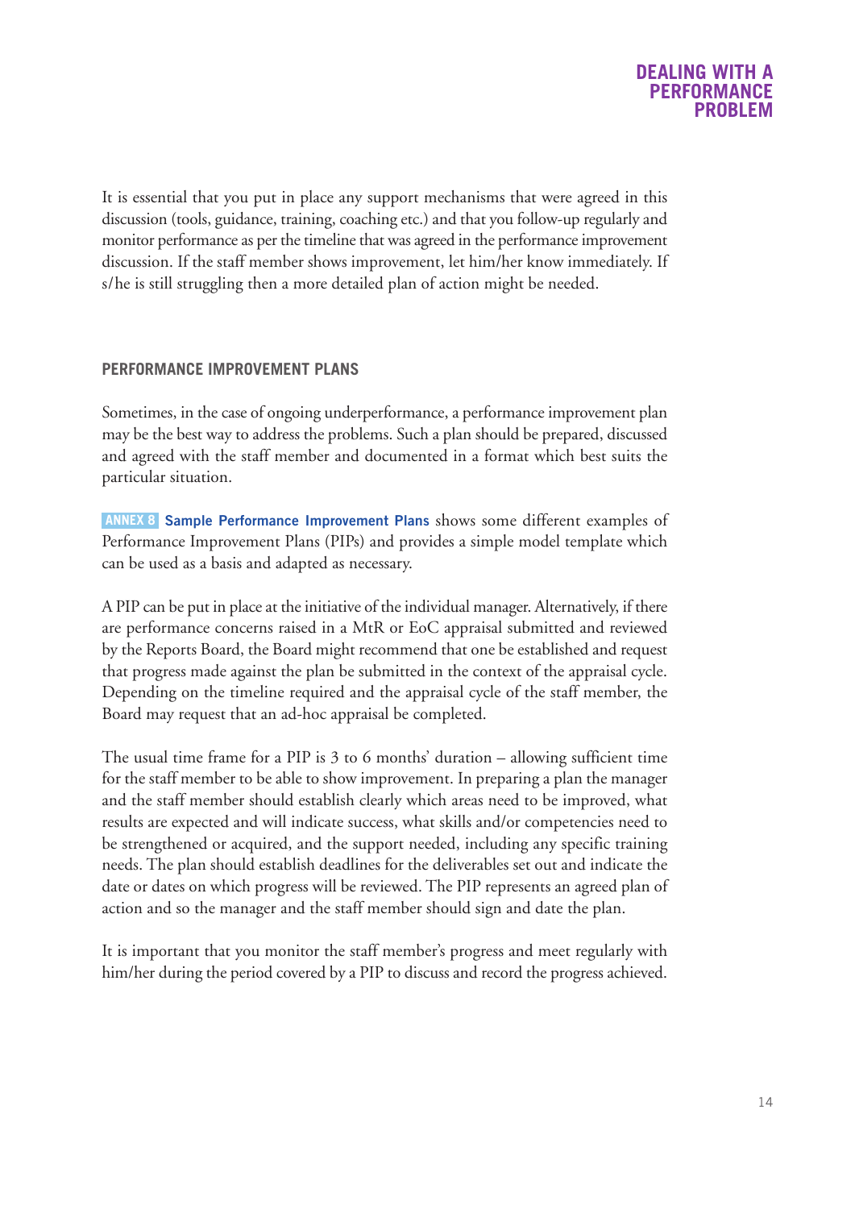It is essential that you put in place any support mechanisms that were agreed in this discussion (tools, guidance, training, coaching etc.) and that you follow-up regularly and monitor performance as per the timeline that was agreed in the performance improvement discussion. If the staff member shows improvement, let him/her know immediately. If s/he is still struggling then a more detailed plan of action might be needed.

## PERFORMANCE IMPROVEMENT PLANS

Sometimes, in the case of ongoing underperformance, a performance improvement plan may be the best way to address the problems. Such a plan should be prepared, discussed and agreed with the staff member and documented in a format which best suits the particular situation.

**ANNEX 8** **Sample Performance Improvement Plans** shows some different examples of Performance Improvement Plans (PIPs) and provides a simple model template which can be used as a basis and adapted as necessary.

A PIP can be put in place at the initiative of the individual manager. Alternatively, if there are performance concerns raised in a MtR or EoC appraisal submitted and reviewed by the Reports Board, the Board might recommend that one be established and request that progress made against the plan be submitted in the context of the appraisal cycle. Depending on the timeline required and the appraisal cycle of the staff member, the Board may request that an ad-hoc appraisal be completed.

The usual time frame for a PIP is 3 to 6 months' duration – allowing sufficient time for the staff member to be able to show improvement. In preparing a plan the manager and the staff member should establish clearly which areas need to be improved, what results are expected and will indicate success, what skills and/or competencies need to be strengthened or acquired, and the support needed, including any specific training needs. The plan should establish deadlines for the deliverables set out and indicate the date or dates on which progress will be reviewed. The PIP represents an agreed plan of action and so the manager and the staff member should sign and date the plan.

It is important that you monitor the staff member's progress and meet regularly with him/her during the period covered by a PIP to discuss and record the progress achieved.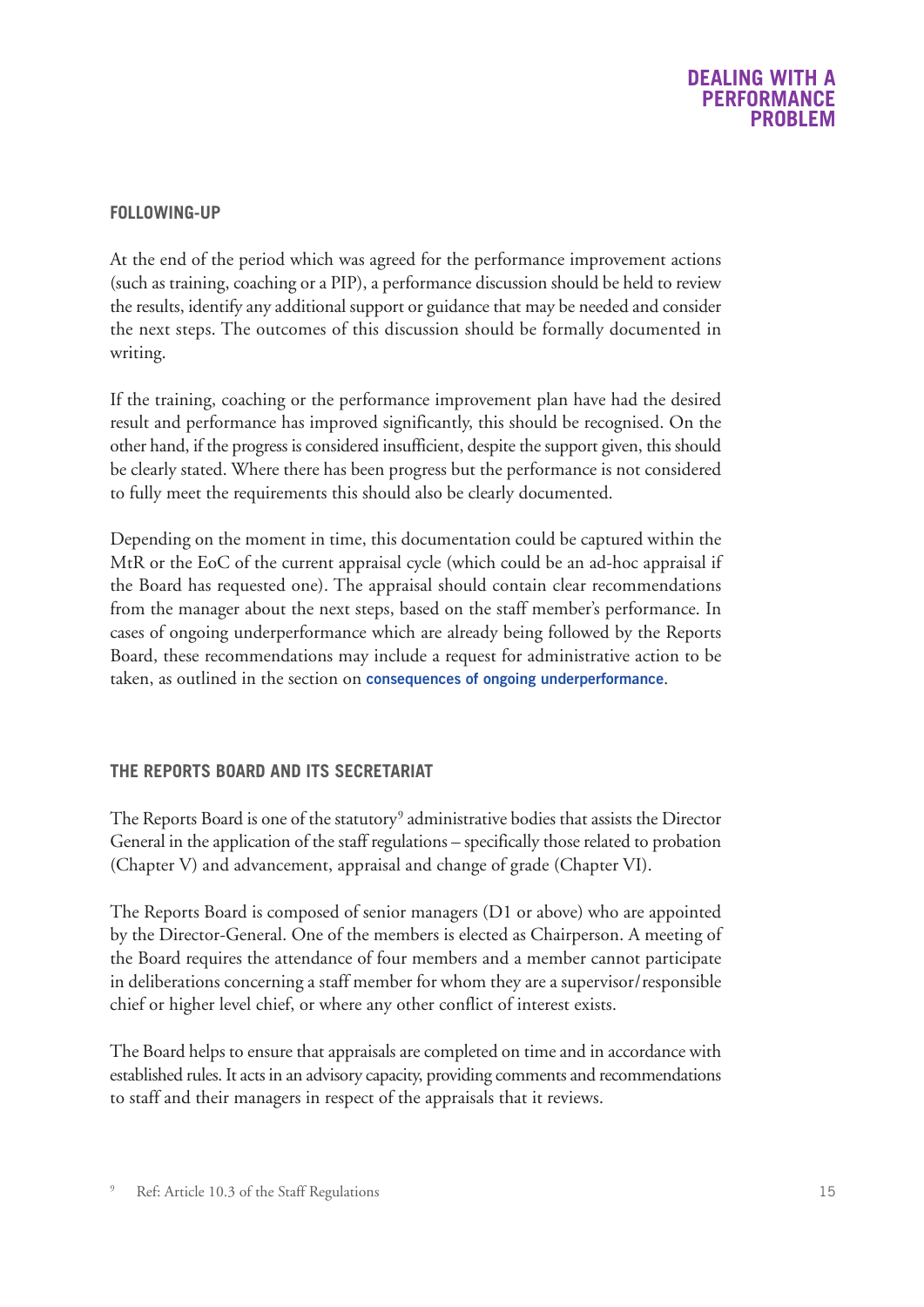### FOLLOWING-UP

At the end of the period which was agreed for the performance improvement actions (such as training, coaching or a PIP), a performance discussion should be held to review the results, identify any additional support or guidance that may be needed and consider the next steps. The outcomes of this discussion should be formally documented in writing.

If the training, coaching or the performance improvement plan have had the desired result and performance has improved significantly, this should be recognised. On the other hand, if the progress is considered insufficient, despite the support given, this should be clearly stated. Where there has been progress but the performance is not considered to fully meet the requirements this should also be clearly documented.

Depending on the moment in time, this documentation could be captured within the MtR or the EoC of the current appraisal cycle (which could be an ad-hoc appraisal if the Board has requested one). The appraisal should contain clear recommendations from the manager about the next steps, based on the staff member's performance. In cases of ongoing underperformance which are already being followed by the Reports Board, these recommendations may include a request for administrative action to be taken, as outlined in the section on **consequences of ongoing underperformance**.

### THE REPORTS BOARD AND ITS SECRETARIAT

The Reports Board is one of the statutory[9] administrative bodies that assists the Director General in the application of the staff regulations – specifically those related to probation (Chapter V) and advancement, appraisal and change of grade (Chapter VI).

The Reports Board is composed of senior managers (D1 or above) who are appointed by the Director-General. One of the members is elected as Chairperson. A meeting of the Board requires the attendance of four members and a member cannot participate in deliberations concerning a staff member for whom they are a supervisor/responsible chief or higher level chief, or where any other conflict of interest exists.

The Board helps to ensure that appraisals are completed on time and in accordance with established rules. It acts in an advisory capacity, providing comments and recommendations to staff and their managers in respect of the appraisals that it reviews.

[9] Ref: Article 10.3 of the Staff Regulations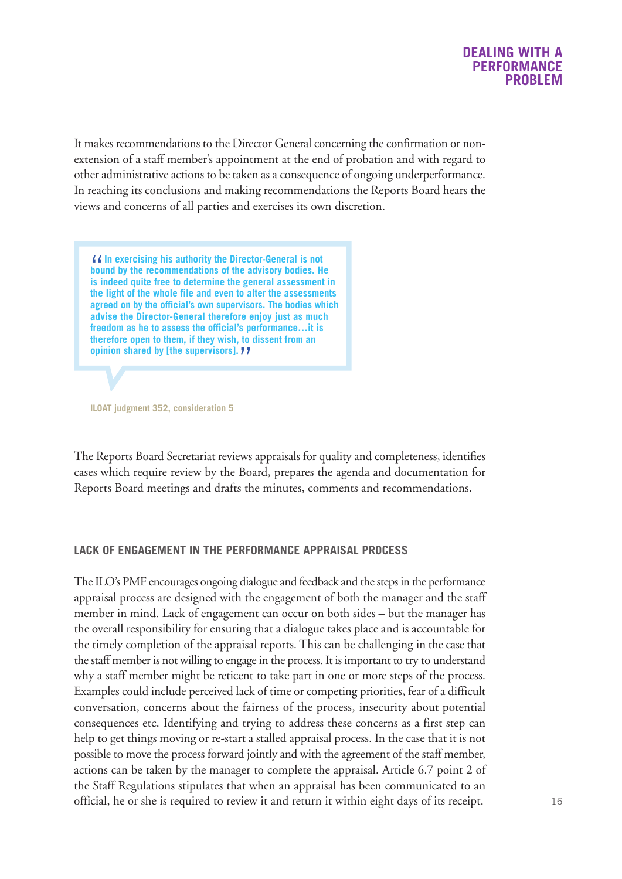It makes recommendations to the Director General concerning the confirmation or non-extension of a staff member's appointment at the end of probation and with regard to other administrative actions to be taken as a consequence of ongoing underperformance. In reaching its conclusions and making recommendations the Reports Board hears the views and concerns of all parties and exercises its own discretion.

> **"In exercising his authority the Director-General is not bound by the recommendations of the advisory bodies. He is indeed quite free to determine the general assessment in the light of the whole file and even to alter the assessments agreed on by the official's own supervisors. The bodies which advise the Director-General therefore enjoy just as much freedom as he to assess the official's performance…it is therefore open to them, if they wish, to dissent from an opinion shared by [the supervisors]."**
>
> **ILOAT judgment 352, consideration 5**

The Reports Board Secretariat reviews appraisals for quality and completeness, identifies cases which require review by the Board, prepares the agenda and documentation for Reports Board meetings and drafts the minutes, comments and recommendations.

## LACK OF ENGAGEMENT IN THE PERFORMANCE APPRAISAL PROCESS

The ILO's PMF encourages ongoing dialogue and feedback and the steps in the performance appraisal process are designed with the engagement of both the manager and the staff member in mind. Lack of engagement can occur on both sides – but the manager has the overall responsibility for ensuring that a dialogue takes place and is accountable for the timely completion of the appraisal reports. This can be challenging in the case that the staff member is not willing to engage in the process. It is important to try to understand why a staff member might be reticent to take part in one or more steps of the process. Examples could include perceived lack of time or competing priorities, fear of a difficult conversation, concerns about the fairness of the process, insecurity about potential consequences etc. Identifying and trying to address these concerns as a first step can help to get things moving or re-start a stalled appraisal process. In the case that it is not possible to move the process forward jointly and with the agreement of the staff member, actions can be taken by the manager to complete the appraisal. Article 6.7 point 2 of the Staff Regulations stipulates that when an appraisal has been communicated to an official, he or she is required to review it and return it within eight days of its receipt.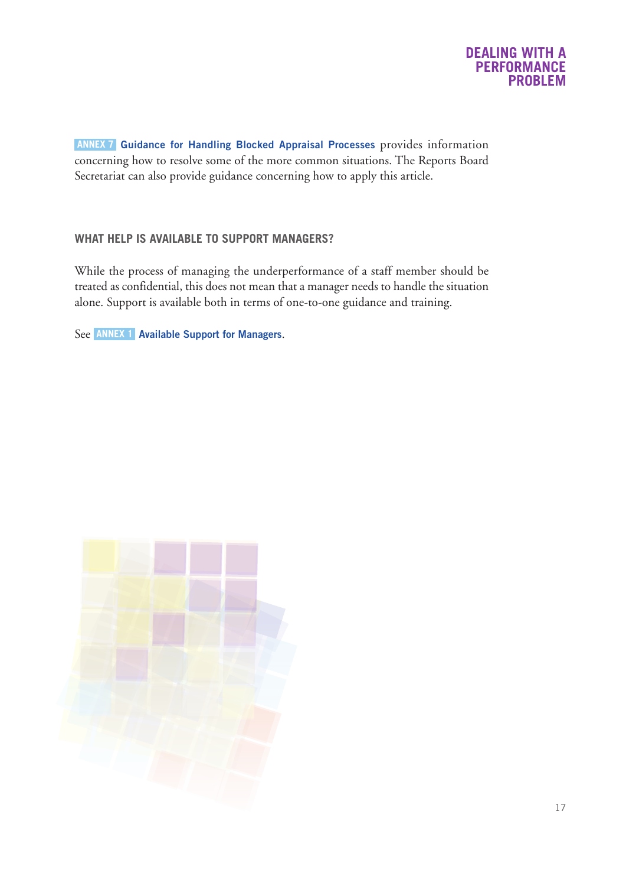**ANNEX 7** **Guidance for Handling Blocked Appraisal Processes** provides information concerning how to resolve some of the more common situations. The Reports Board Secretariat can also provide guidance concerning how to apply this article.

### WHAT HELP IS AVAILABLE TO SUPPORT MANAGERS?

While the process of managing the underperformance of a staff member should be treated as confidential, this does not mean that a manager needs to handle the situation alone. Support is available both in terms of one-to-one guidance and training.

See **ANNEX 1** **Available Support for Managers**.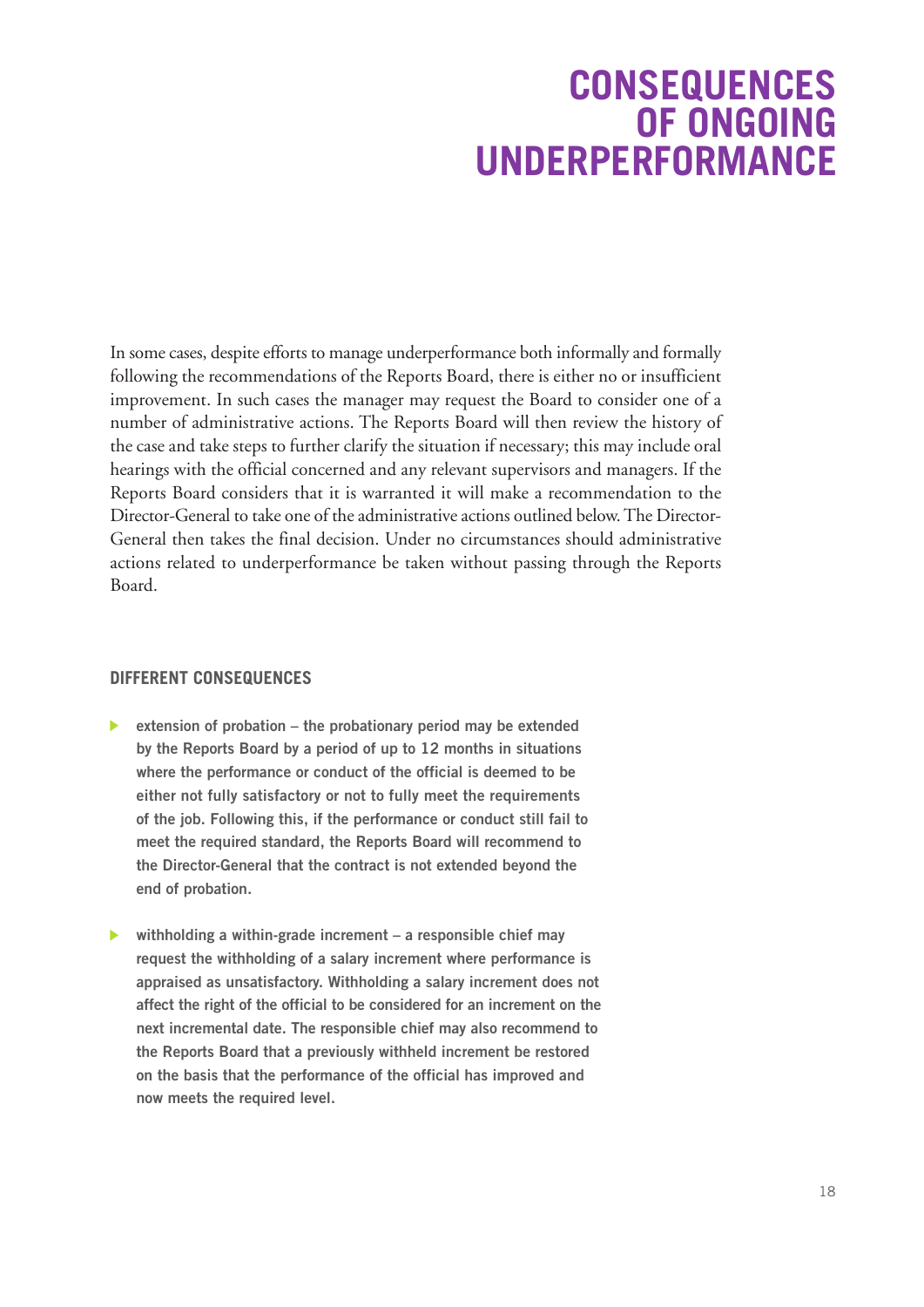# CONSEQUENCES OF ONGOING UNDERPERFORMANCE

In some cases, despite efforts to manage underperformance both informally and formally following the recommendations of the Reports Board, there is either no or insufficient improvement. In such cases the manager may request the Board to consider one of a number of administrative actions. The Reports Board will then review the history of the case and take steps to further clarify the situation if necessary; this may include oral hearings with the official concerned and any relevant supervisors and managers. If the Reports Board considers that it is warranted it will make a recommendation to the Director-General to take one of the administrative actions outlined below. The Director-General then takes the final decision. Under no circumstances should administrative actions related to underperformance be taken without passing through the Reports Board.

## DIFFERENT CONSEQUENCES

- **extension of probation – the probationary period may be extended by the Reports Board by a period of up to 12 months in situations where the performance or conduct of the official is deemed to be either not fully satisfactory or not to fully meet the requirements of the job. Following this, if the performance or conduct still fail to meet the required standard, the Reports Board will recommend to the Director-General that the contract is not extended beyond the end of probation.**

- **withholding a within-grade increment – a responsible chief may request the withholding of a salary increment where performance is appraised as unsatisfactory. Withholding a salary increment does not affect the right of the official to be considered for an increment on the next incremental date. The responsible chief may also recommend to the Reports Board that a previously withheld increment be restored on the basis that the performance of the official has improved and now meets the required level.**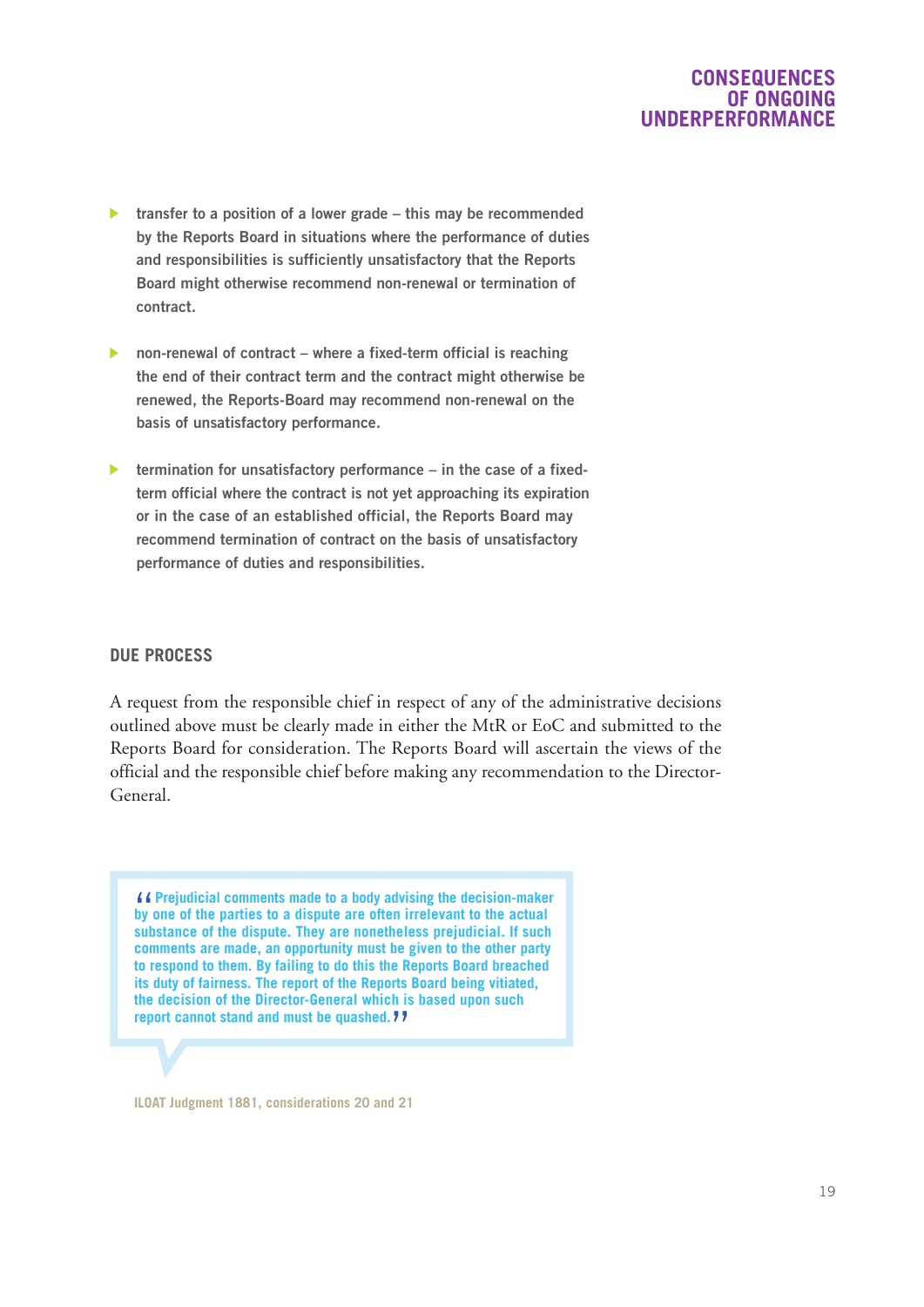- transfer to a position of a lower grade – this may be recommended by the Reports Board in situations where the performance of duties and responsibilities is sufficiently unsatisfactory that the Reports Board might otherwise recommend non-renewal or termination of contract.

- non-renewal of contract – where a fixed-term official is reaching the end of their contract term and the contract might otherwise be renewed, the Reports-Board may recommend non-renewal on the basis of unsatisfactory performance.

- termination for unsatisfactory performance – in the case of a fixed-term official where the contract is not yet approaching its expiration or in the case of an established official, the Reports Board may recommend termination of contract on the basis of unsatisfactory performance of duties and responsibilities.

## DUE PROCESS

A request from the responsible chief in respect of any of the administrative decisions outlined above must be clearly made in either the MtR or EoC and submitted to the Reports Board for consideration. The Reports Board will ascertain the views of the official and the responsible chief before making any recommendation to the Director-General.

> "Prejudicial comments made to a body advising the decision-maker by one of the parties to a dispute are often irrelevant to the actual substance of the dispute. They are nonetheless prejudicial. If such comments are made, an opportunity must be given to the other party to respond to them. By failing to do this the Reports Board breached its duty of fairness. The report of the Reports Board being vitiated, the decision of the Director-General which is based upon such report cannot stand and must be quashed."

ILOAT Judgment 1881, considerations 20 and 21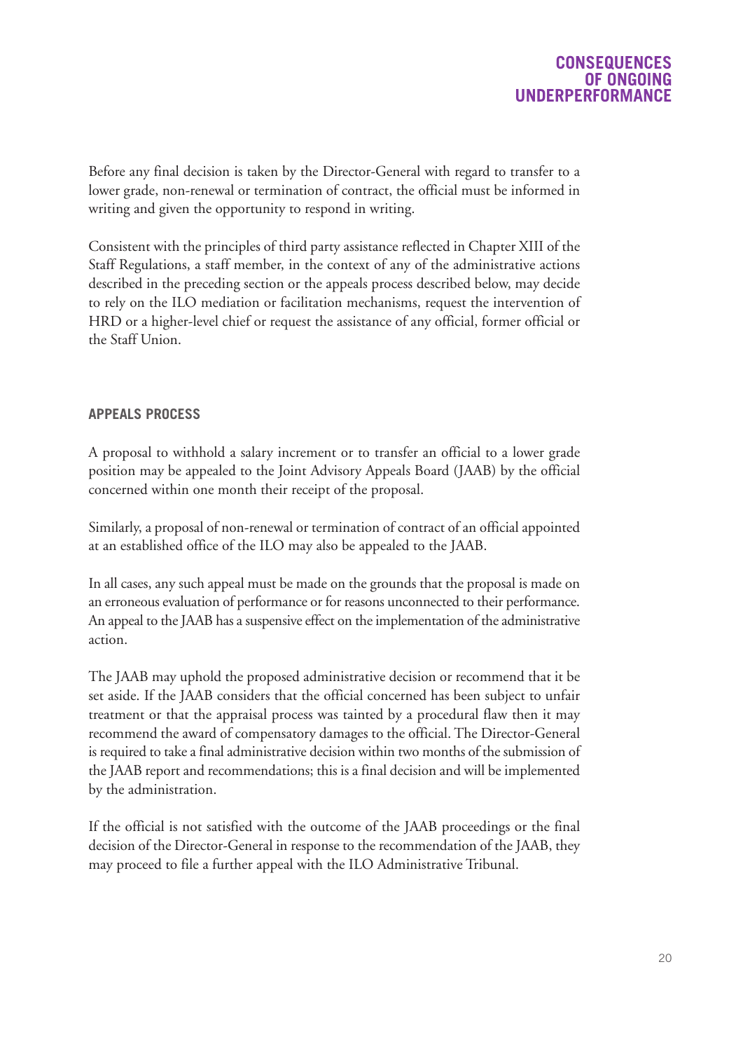Before any final decision is taken by the Director-General with regard to transfer to a lower grade, non-renewal or termination of contract, the official must be informed in writing and given the opportunity to respond in writing.

Consistent with the principles of third party assistance reflected in Chapter XIII of the Staff Regulations, a staff member, in the context of any of the administrative actions described in the preceding section or the appeals process described below, may decide to rely on the ILO mediation or facilitation mechanisms, request the intervention of HRD or a higher-level chief or request the assistance of any official, former official or the Staff Union.

### APPEALS PROCESS

A proposal to withhold a salary increment or to transfer an official to a lower grade position may be appealed to the Joint Advisory Appeals Board (JAAB) by the official concerned within one month their receipt of the proposal.

Similarly, a proposal of non-renewal or termination of contract of an official appointed at an established office of the ILO may also be appealed to the JAAB.

In all cases, any such appeal must be made on the grounds that the proposal is made on an erroneous evaluation of performance or for reasons unconnected to their performance. An appeal to the JAAB has a suspensive effect on the implementation of the administrative action.

The JAAB may uphold the proposed administrative decision or recommend that it be set aside. If the JAAB considers that the official concerned has been subject to unfair treatment or that the appraisal process was tainted by a procedural flaw then it may recommend the award of compensatory damages to the official. The Director-General is required to take a final administrative decision within two months of the submission of the JAAB report and recommendations; this is a final decision and will be implemented by the administration.

If the official is not satisfied with the outcome of the JAAB proceedings or the final decision of the Director-General in response to the recommendation of the JAAB, they may proceed to file a further appeal with the ILO Administrative Tribunal.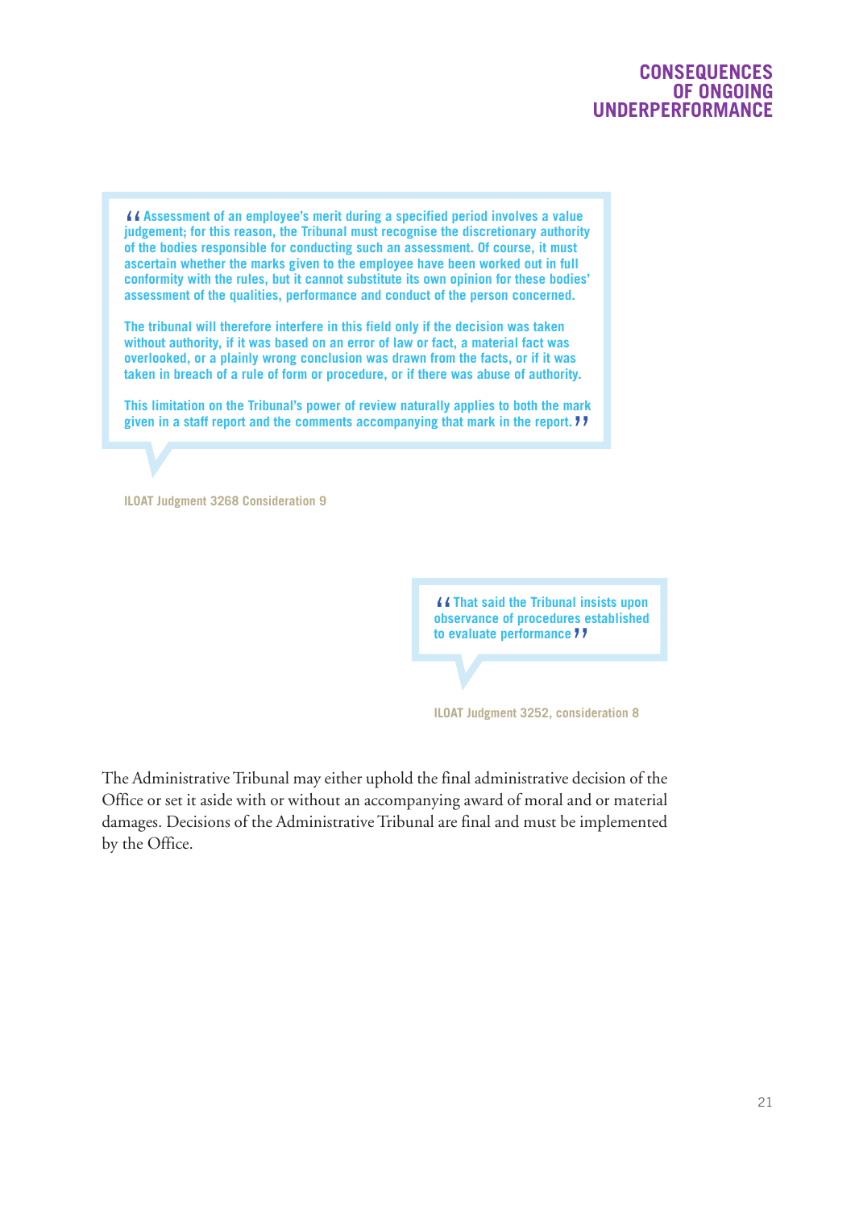> “Assessment of an employee’s merit during a specified period involves a value judgement; for this reason, the Tribunal must recognise the discretionary authority of the bodies responsible for conducting such an assessment. Of course, it must ascertain whether the marks given to the employee have been worked out in full conformity with the rules, but it cannot substitute its own opinion for these bodies’ assessment of the qualities, performance and conduct of the person concerned.
>
> The tribunal will therefore interfere in this field only if the decision was taken without authority, if it was based on an error of law or fact, a material fact was overlooked, or a plainly wrong conclusion was drawn from the facts, or if it was taken in breach of a rule of form or procedure, or if there was abuse of authority.
>
> This limitation on the Tribunal’s power of review naturally applies to both the mark given in a staff report and the comments accompanying that mark in the report.”

ILOAT Judgment 3268 Consideration 9

> “That said the Tribunal insists upon observance of procedures established to evaluate performance”

ILOAT Judgment 3252, consideration 8

The Administrative Tribunal may either uphold the final administrative decision of the Office or set it aside with or without an accompanying award of moral and or material damages. Decisions of the Administrative Tribunal are final and must be implemented by the Office.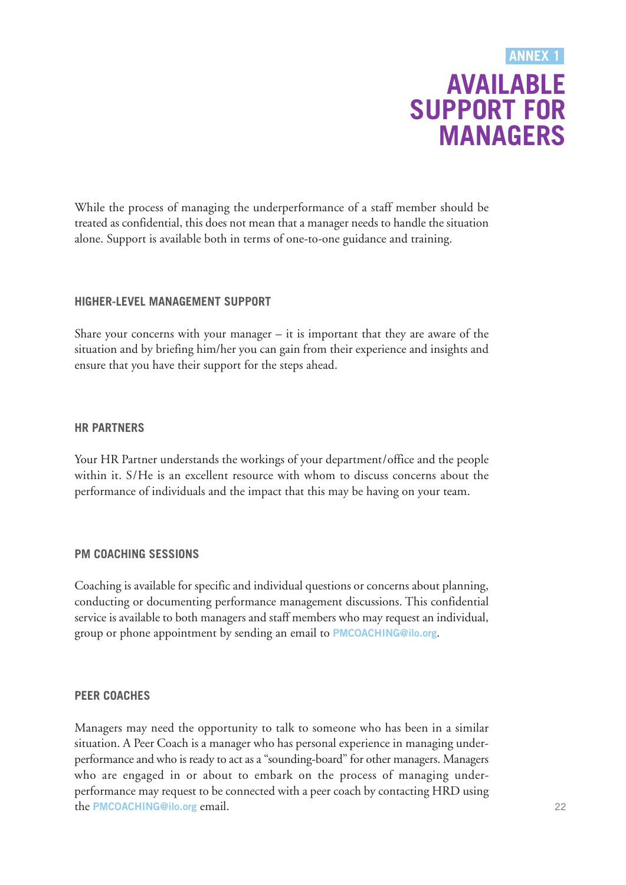ANNEX 1

# AVAILABLE SUPPORT FOR MANAGERS

While the process of managing the underperformance of a staff member should be treated as confidential, this does not mean that a manager needs to handle the situation alone. Support is available both in terms of one-to-one guidance and training.

### HIGHER-LEVEL MANAGEMENT SUPPORT

Share your concerns with your manager – it is important that they are aware of the situation and by briefing him/her you can gain from their experience and insights and ensure that you have their support for the steps ahead.

### HR PARTNERS

Your HR Partner understands the workings of your department/office and the people within it. S/He is an excellent resource with whom to discuss concerns about the performance of individuals and the impact that this may be having on your team.

### PM COACHING SESSIONS

Coaching is available for specific and individual questions or concerns about planning, conducting or documenting performance management discussions. This confidential service is available to both managers and staff members who may request an individual, group or phone appointment by sending an email to **PMCOACHING@ilo.org**.

### PEER COACHES

Managers may need the opportunity to talk to someone who has been in a similar situation. A Peer Coach is a manager who has personal experience in managing underperformance and who is ready to act as a "sounding-board" for other managers. Managers who are engaged in or about to embark on the process of managing underperformance may request to be connected with a peer coach by contacting HRD using the **PMCOACHING@ilo.org** email.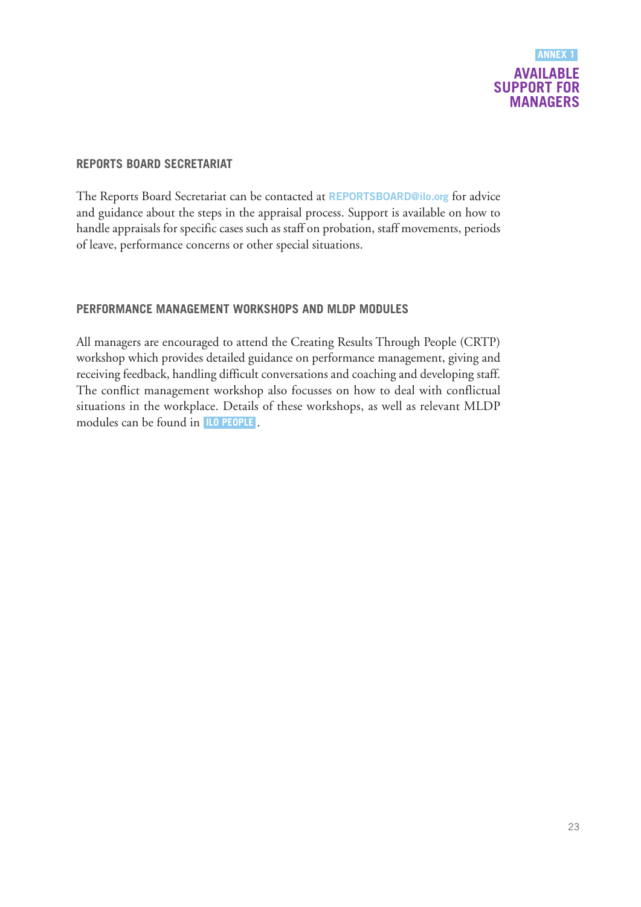ANNEX 1

# AVAILABLE SUPPORT FOR MANAGERS

## REPORTS BOARD SECRETARIAT

The Reports Board Secretariat can be contacted at REPORTSBOARD@ilo.org for advice and guidance about the steps in the appraisal process. Support is available on how to handle appraisals for specific cases such as staff on probation, staff movements, periods of leave, performance concerns or other special situations.

## PERFORMANCE MANAGEMENT WORKSHOPS AND MLDP MODULES

All managers are encouraged to attend the Creating Results Through People (CRTP) workshop which provides detailed guidance on performance management, giving and receiving feedback, handling difficult conversations and coaching and developing staff. The conflict management workshop also focusses on how to deal with conflictual situations in the workplace. Details of these workshops, as well as relevant MLDP modules can be found in ILO PEOPLE.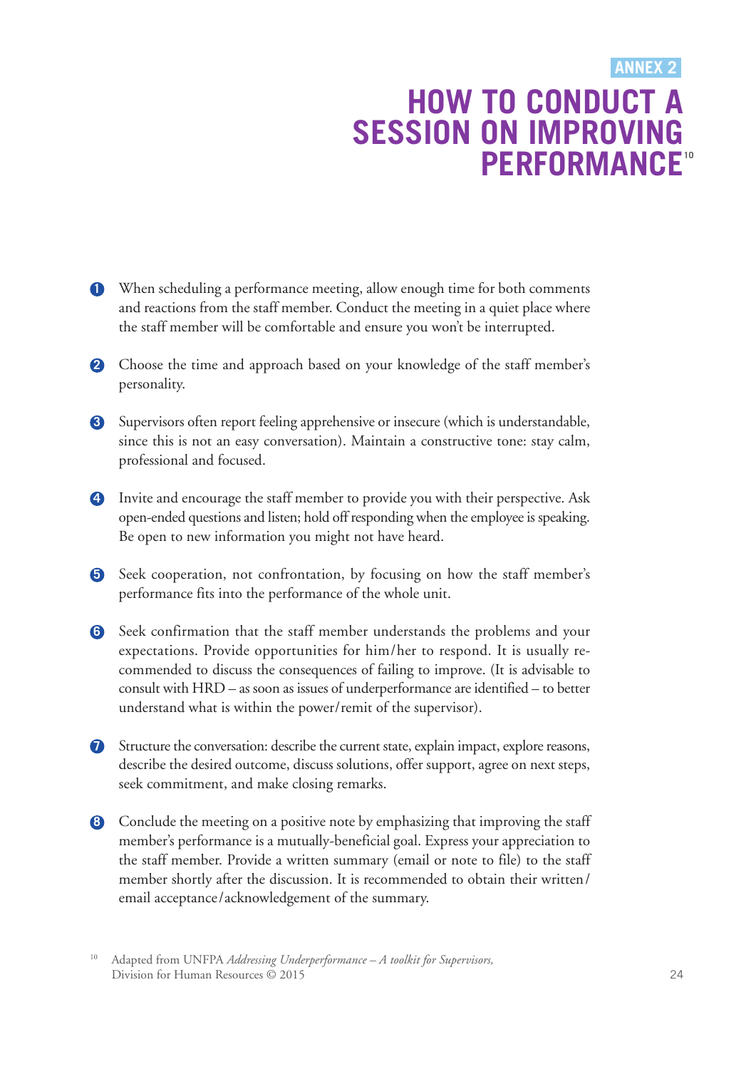ANNEX 2

# HOW TO CONDUCT A SESSION ON IMPROVING PERFORMANCE[10]

1. When scheduling a performance meeting, allow enough time for both comments and reactions from the staff member. Conduct the meeting in a quiet place where the staff member will be comfortable and ensure you won't be interrupted.

2. Choose the time and approach based on your knowledge of the staff member's personality.

3. Supervisors often report feeling apprehensive or insecure (which is understandable, since this is not an easy conversation). Maintain a constructive tone: stay calm, professional and focused.

4. Invite and encourage the staff member to provide you with their perspective. Ask open-ended questions and listen; hold off responding when the employee is speaking. Be open to new information you might not have heard.

5. Seek cooperation, not confrontation, by focusing on how the staff member's performance fits into the performance of the whole unit.

6. Seek confirmation that the staff member understands the problems and your expectations. Provide opportunities for him/her to respond. It is usually recommended to discuss the consequences of failing to improve. (It is advisable to consult with HRD – as soon as issues of underperformance are identified – to better understand what is within the power/remit of the supervisor).

7. Structure the conversation: describe the current state, explain impact, explore reasons, describe the desired outcome, discuss solutions, offer support, agree on next steps, seek commitment, and make closing remarks.

8. Conclude the meeting on a positive note by emphasizing that improving the staff member's performance is a mutually-beneficial goal. Express your appreciation to the staff member. Provide a written summary (email or note to file) to the staff member shortly after the discussion. It is recommended to obtain their written/email acceptance/acknowledgement of the summary.

[10] Adapted from UNFPA *Addressing Underperformance – A toolkit for Supervisors,* Division for Human Resources © 2015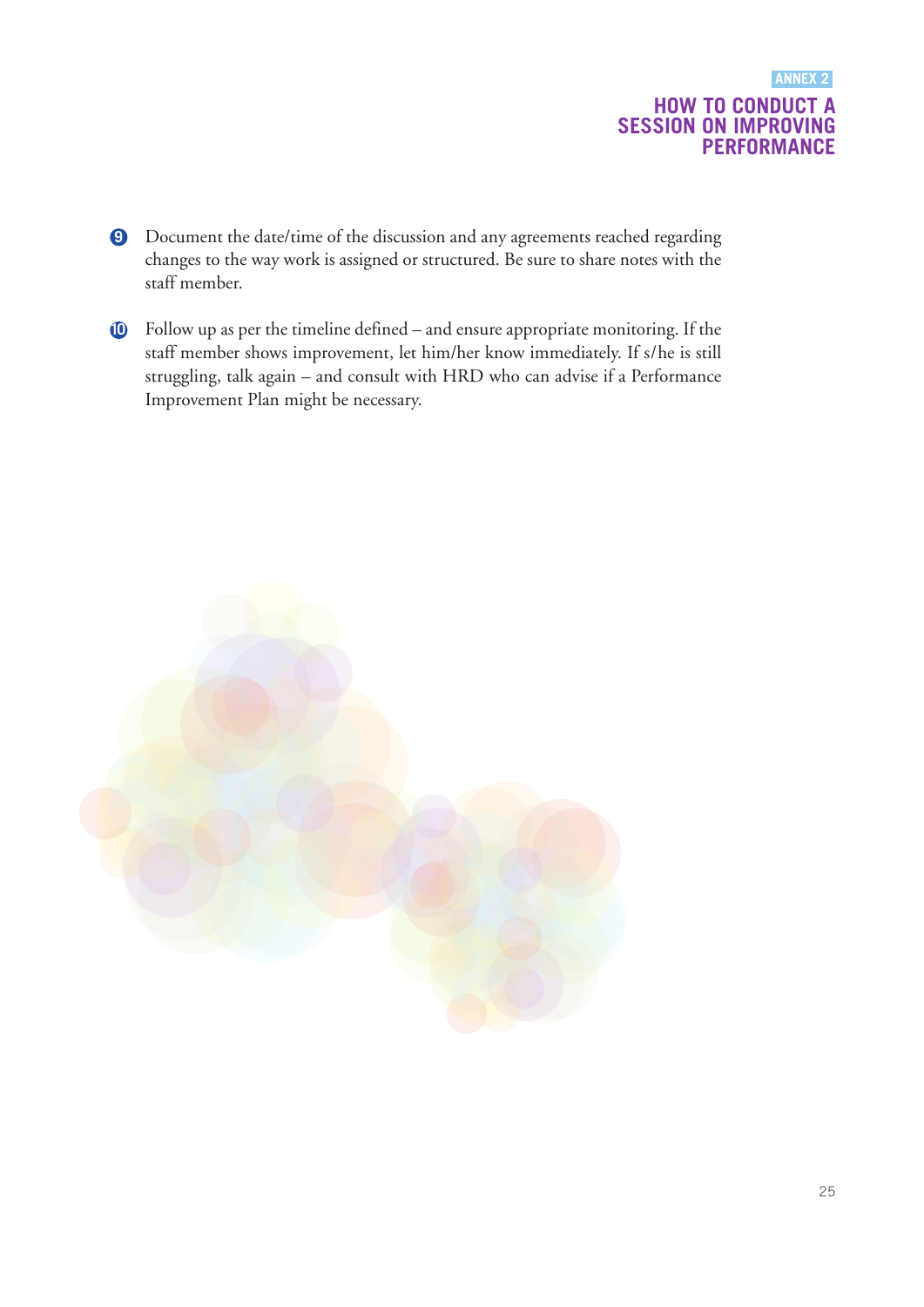9. Document the date/time of the discussion and any agreements reached regarding changes to the way work is assigned or structured. Be sure to share notes with the staff member.

10. Follow up as per the timeline defined – and ensure appropriate monitoring. If the staff member shows improvement, let him/her know immediately. If s/he is still struggling, talk again – and consult with HRD who can advise if a Performance Improvement Plan might be necessary.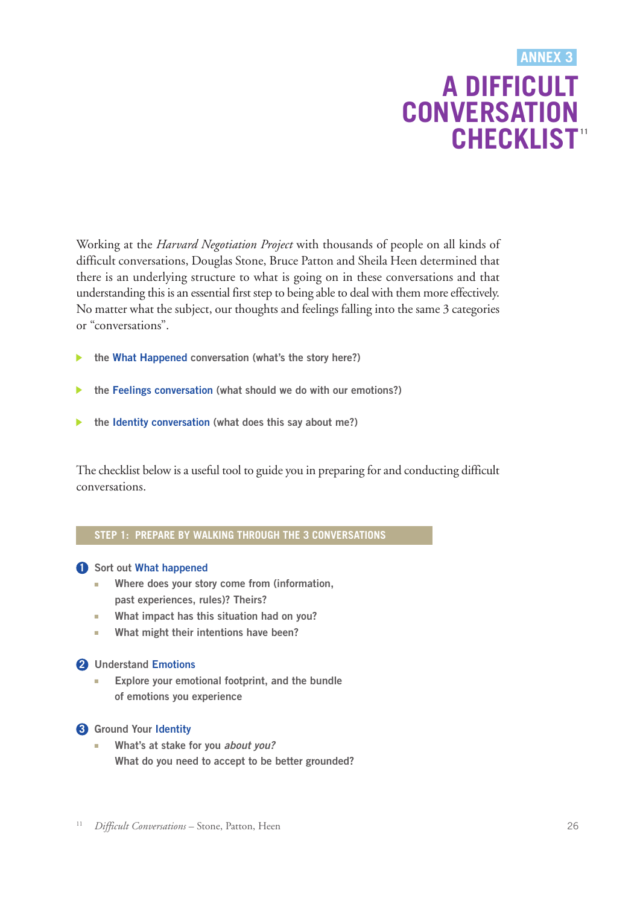# ANNEX 3

# A DIFFICULT CONVERSATION CHECKLIST[11]

Working at the *Harvard Negotiation Project* with thousands of people on all kinds of difficult conversations, Douglas Stone, Bruce Patton and Sheila Heen determined that there is an underlying structure to what is going on in these conversations and that understanding this is an essential first step to being able to deal with them more effectively. No matter what the subject, our thoughts and feelings falling into the same 3 categories or "conversations".

- the **What Happened** conversation (what's the story here?)
- the **Feelings conversation** (what should we do with our emotions?)
- the **Identity conversation** (what does this say about me?)

The checklist below is a useful tool to guide you in preparing for and conducting difficult conversations.

## STEP 1: PREPARE BY WALKING THROUGH THE 3 CONVERSATIONS

1. Sort out **What happened**
   - Where does your story come from (information, past experiences, rules)? Theirs?
   - What impact has this situation had on you?
   - What might their intentions have been?

2. Understand **Emotions**
   - Explore your emotional footprint, and the bundle of emotions you experience

3. Ground Your **Identity**
   - What's at stake for you *about you?* What do you need to accept to be better grounded?

[11] *Difficult Conversations* – Stone, Patton, Heen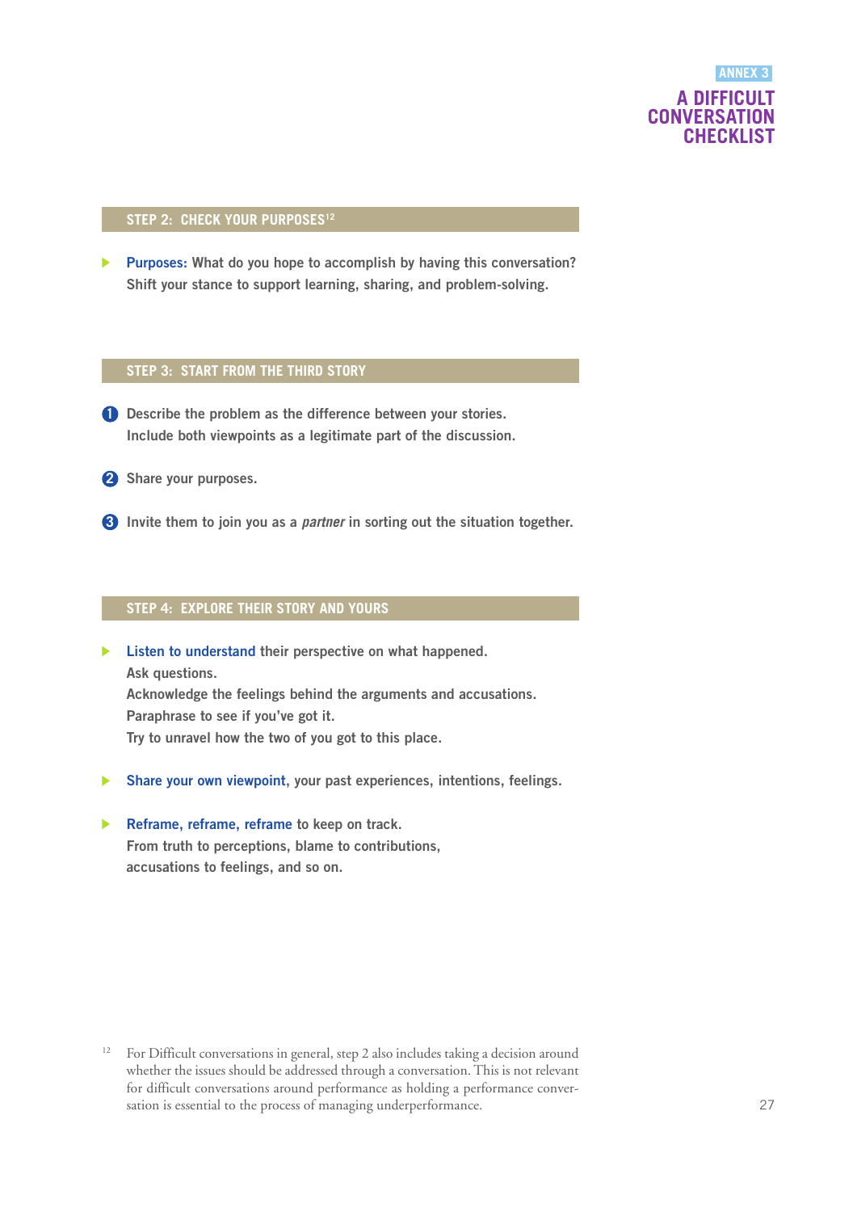ANNEX 3

# A DIFFICULT CONVERSATION CHECKLIST

## STEP 2: CHECK YOUR PURPOSES[12]

- **Purposes:** What do you hope to accomplish by having this conversation? Shift your stance to support learning, sharing, and problem-solving.

## STEP 3: START FROM THE THIRD STORY

1. Describe the problem as the difference between your stories. Include both viewpoints as a legitimate part of the discussion.
2. Share your purposes.
3. Invite them to join you as a *partner* in sorting out the situation together.

## STEP 4: EXPLORE THEIR STORY AND YOURS

- **Listen to understand** their perspective on what happened.
  Ask questions.
  Acknowledge the feelings behind the arguments and accusations.
  Paraphrase to see if you've got it.
  Try to unravel how the two of you got to this place.
- **Share your own viewpoint**, your past experiences, intentions, feelings.
- **Reframe, reframe, reframe** to keep on track.
  From truth to perceptions, blame to contributions, accusations to feelings, and so on.

[12] For Difficult conversations in general, step 2 also includes taking a decision around whether the issues should be addressed through a conversation. This is not relevant for difficult conversations around performance as holding a performance conversation is essential to the process of managing underperformance.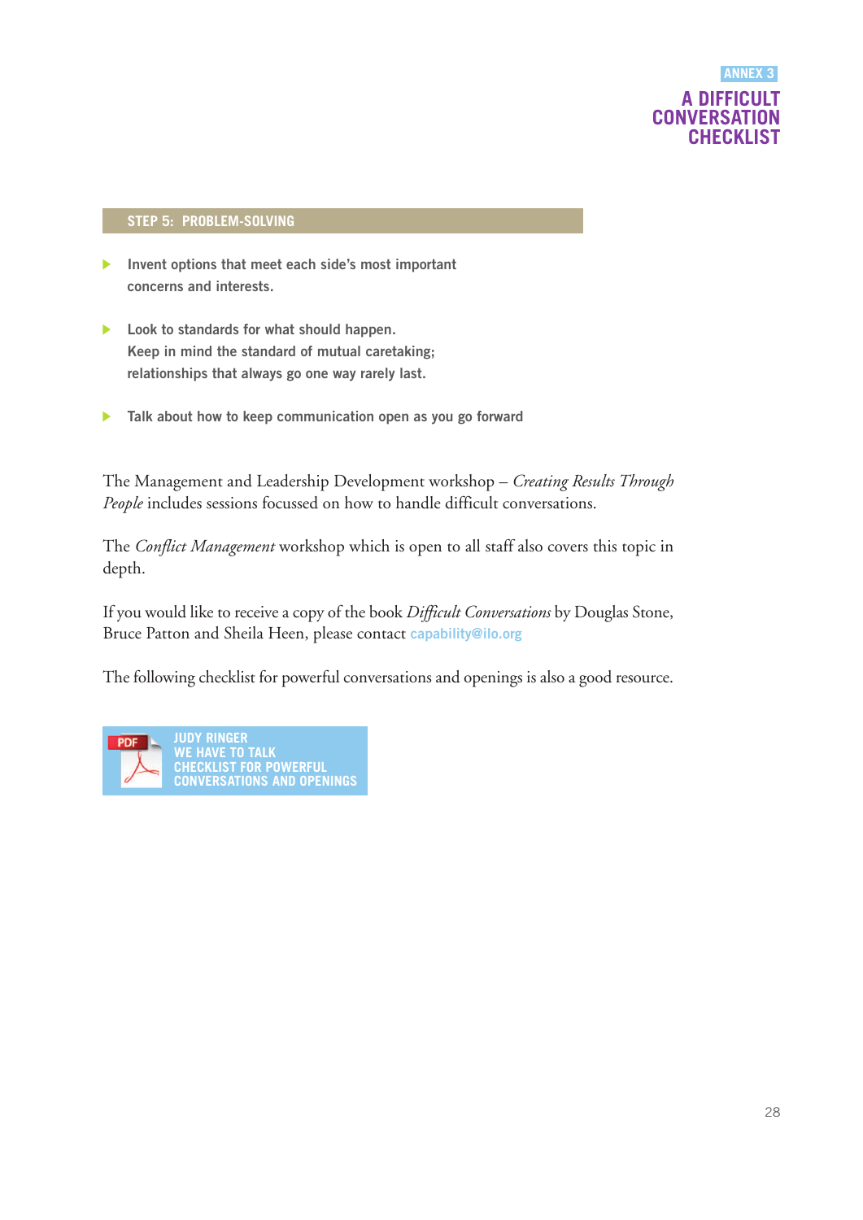ANNEX 3

# A DIFFICULT CONVERSATION CHECKLIST

## STEP 5: PROBLEM-SOLVING

- **Invent options that meet each side's most important concerns and interests.**
- **Look to standards for what should happen. Keep in mind the standard of mutual caretaking; relationships that always go one way rarely last.**
- **Talk about how to keep communication open as you go forward**

The Management and Leadership Development workshop – *Creating Results Through People* includes sessions focussed on how to handle difficult conversations.

The *Conflict Management* workshop which is open to all staff also covers this topic in depth.

If you would like to receive a copy of the book *Difficult Conversations* by Douglas Stone, Bruce Patton and Sheila Heen, please contact capability@ilo.org

The following checklist for powerful conversations and openings is also a good resource.

PDF
JUDY RINGER
WE HAVE TO TALK
CHECKLIST FOR POWERFUL CONVERSATIONS AND OPENINGS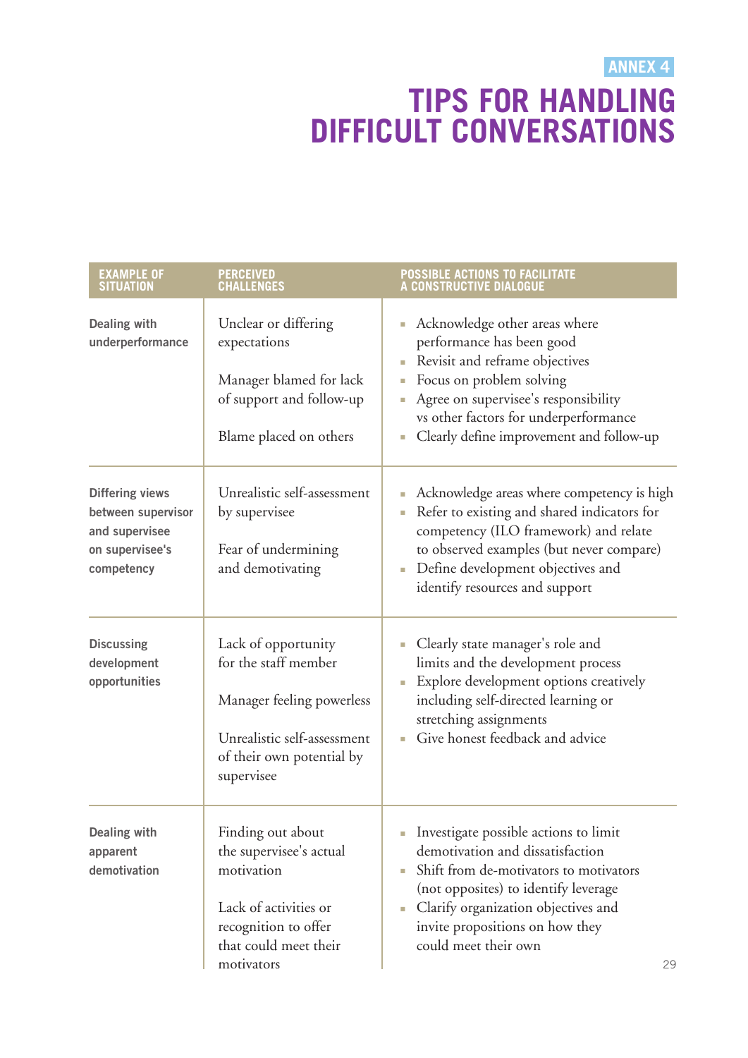ANNEX 4

# TIPS FOR HANDLING DIFFICULT CONVERSATIONS

| EXAMPLE OF SITUATION | PERCEIVED CHALLENGES | POSSIBLE ACTIONS TO FACILITATE A CONSTRUCTIVE DIALOGUE |
|---|---|---|
| **Dealing with underperformance** | Unclear or differing expectations<br><br>Manager blamed for lack of support and follow-up<br><br>Blame placed on others | ▪ Acknowledge other areas where performance has been good<br>▪ Revisit and reframe objectives<br>▪ Focus on problem solving<br>▪ Agree on supervisee's responsibility vs other factors for underperformance<br>▪ Clearly define improvement and follow-up |
| **Differing views between supervisor and supervisee on supervisee's competency** | Unrealistic self-assessment by supervisee<br><br>Fear of undermining and demotivating | ▪ Acknowledge areas where competency is high<br>▪ Refer to existing and shared indicators for competency (ILO framework) and relate to observed examples (but never compare)<br>▪ Define development objectives and identify resources and support |
| **Discussing development opportunities** | Lack of opportunity for the staff member<br><br>Manager feeling powerless<br><br>Unrealistic self-assessment of their own potential by supervisee | ▪ Clearly state manager's role and limits and the development process<br>▪ Explore development options creatively including self-directed learning or stretching assignments<br>▪ Give honest feedback and advice |
| **Dealing with apparent demotivation** | Finding out about the supervisee's actual motivation<br><br>Lack of activities or recognition to offer that could meet their motivators | ▪ Investigate possible actions to limit demotivation and dissatisfaction<br>▪ Shift from de-motivators to motivators (not opposites) to identify leverage<br>▪ Clarify organization objectives and invite propositions on how they could meet their own |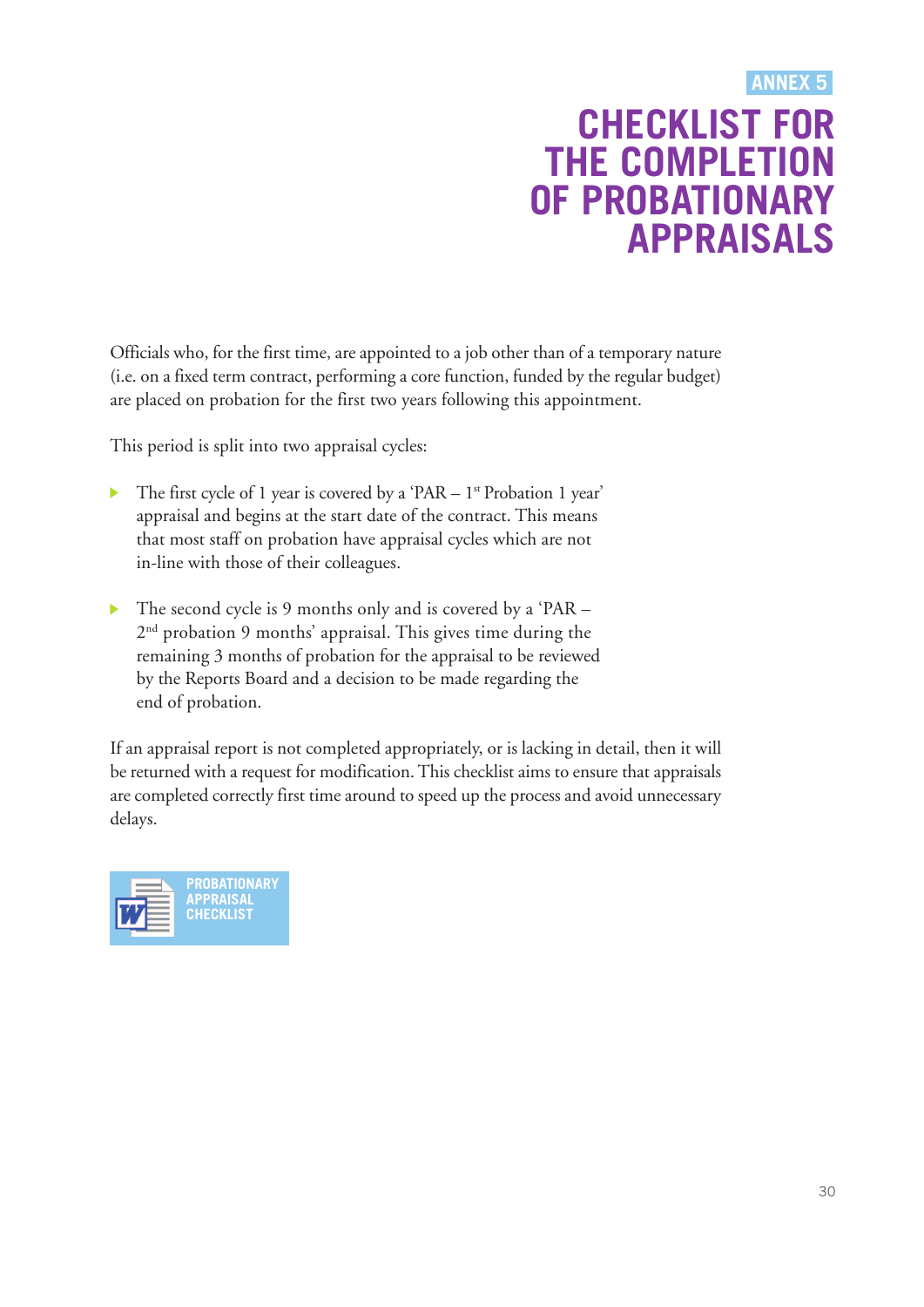ANNEX 5

# CHECKLIST FOR THE COMPLETION OF PROBATIONARY APPRAISALS

Officials who, for the first time, are appointed to a job other than of a temporary nature (i.e. on a fixed term contract, performing a core function, funded by the regular budget) are placed on probation for the first two years following this appointment.

This period is split into two appraisal cycles:

- The first cycle of 1 year is covered by a 'PAR – 1st Probation 1 year' appraisal and begins at the start date of the contract. This means that most staff on probation have appraisal cycles which are not in-line with those of their colleagues.
- The second cycle is 9 months only and is covered by a 'PAR – 2nd probation 9 months' appraisal. This gives time during the remaining 3 months of probation for the appraisal to be reviewed by the Reports Board and a decision to be made regarding the end of probation.

If an appraisal report is not completed appropriately, or is lacking in detail, then it will be returned with a request for modification. This checklist aims to ensure that appraisals are completed correctly first time around to speed up the process and avoid unnecessary delays.

PROBATIONARY APPRAISAL CHECKLIST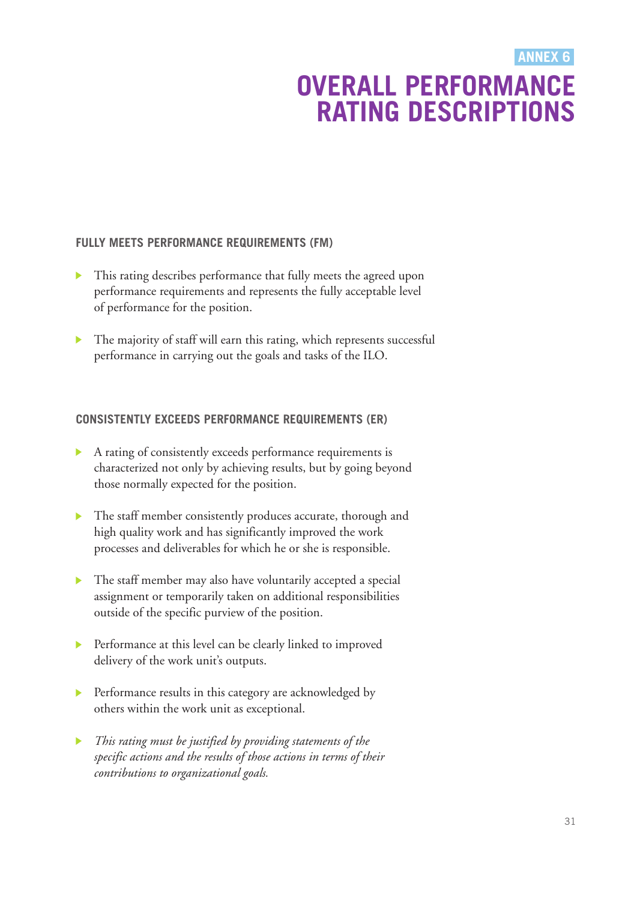ANNEX 6

# OVERALL PERFORMANCE RATING DESCRIPTIONS

### FULLY MEETS PERFORMANCE REQUIREMENTS (FM)

- This rating describes performance that fully meets the agreed upon performance requirements and represents the fully acceptable level of performance for the position.
- The majority of staff will earn this rating, which represents successful performance in carrying out the goals and tasks of the ILO.

### CONSISTENTLY EXCEEDS PERFORMANCE REQUIREMENTS (ER)

- A rating of consistently exceeds performance requirements is characterized not only by achieving results, but by going beyond those normally expected for the position.
- The staff member consistently produces accurate, thorough and high quality work and has significantly improved the work processes and deliverables for which he or she is responsible.
- The staff member may also have voluntarily accepted a special assignment or temporarily taken on additional responsibilities outside of the specific purview of the position.
- Performance at this level can be clearly linked to improved delivery of the work unit's outputs.
- Performance results in this category are acknowledged by others within the work unit as exceptional.
- *This rating must be justified by providing statements of the specific actions and the results of those actions in terms of their contributions to organizational goals.*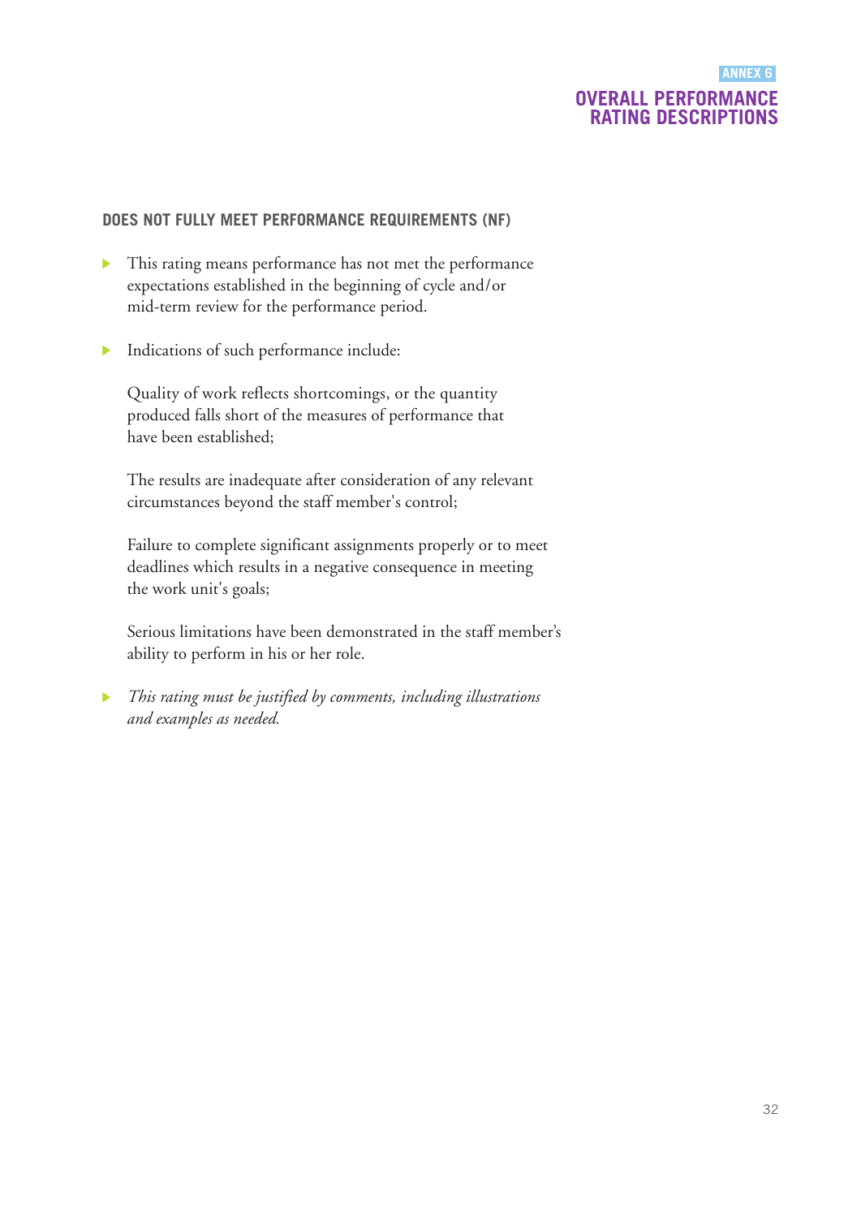ANNEX 6

# OVERALL PERFORMANCE RATING DESCRIPTIONS

## DOES NOT FULLY MEET PERFORMANCE REQUIREMENTS (NF)

- This rating means performance has not met the performance expectations established in the beginning of cycle and/or mid-term review for the performance period.

- Indications of such performance include:

  Quality of work reflects shortcomings, or the quantity produced falls short of the measures of performance that have been established;

  The results are inadequate after consideration of any relevant circumstances beyond the staff member's control;

  Failure to complete significant assignments properly or to meet deadlines which results in a negative consequence in meeting the work unit's goals;

  Serious limitations have been demonstrated in the staff member's ability to perform in his or her role.

- *This rating must be justified by comments, including illustrations and examples as needed.*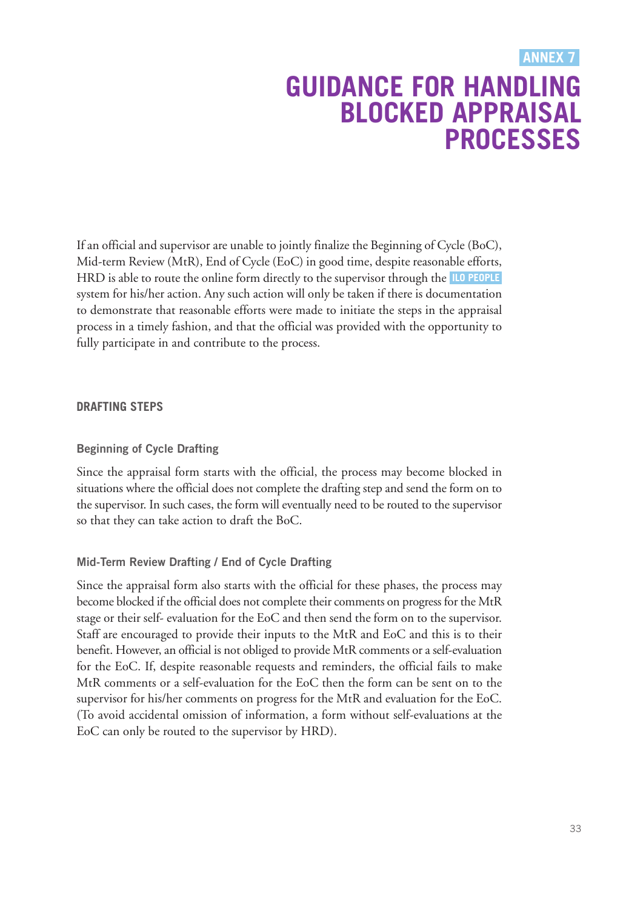ANNEX 7

# GUIDANCE FOR HANDLING BLOCKED APPRAISAL PROCESSES

If an official and supervisor are unable to jointly finalize the Beginning of Cycle (BoC), Mid-term Review (MtR), End of Cycle (EoC) in good time, despite reasonable efforts, HRD is able to route the online form directly to the supervisor through the ILO PEOPLE system for his/her action. Any such action will only be taken if there is documentation to demonstrate that reasonable efforts were made to initiate the steps in the appraisal process in a timely fashion, and that the official was provided with the opportunity to fully participate in and contribute to the process.

## DRAFTING STEPS

### Beginning of Cycle Drafting

Since the appraisal form starts with the official, the process may become blocked in situations where the official does not complete the drafting step and send the form on to the supervisor. In such cases, the form will eventually need to be routed to the supervisor so that they can take action to draft the BoC.

### Mid-Term Review Drafting / End of Cycle Drafting

Since the appraisal form also starts with the official for these phases, the process may become blocked if the official does not complete their comments on progress for the MtR stage or their self- evaluation for the EoC and then send the form on to the supervisor. Staff are encouraged to provide their inputs to the MtR and EoC and this is to their benefit. However, an official is not obliged to provide MtR comments or a self-evaluation for the EoC. If, despite reasonable requests and reminders, the official fails to make MtR comments or a self-evaluation for the EoC then the form can be sent on to the supervisor for his/her comments on progress for the MtR and evaluation for the EoC. (To avoid accidental omission of information, a form without self-evaluations at the EoC can only be routed to the supervisor by HRD).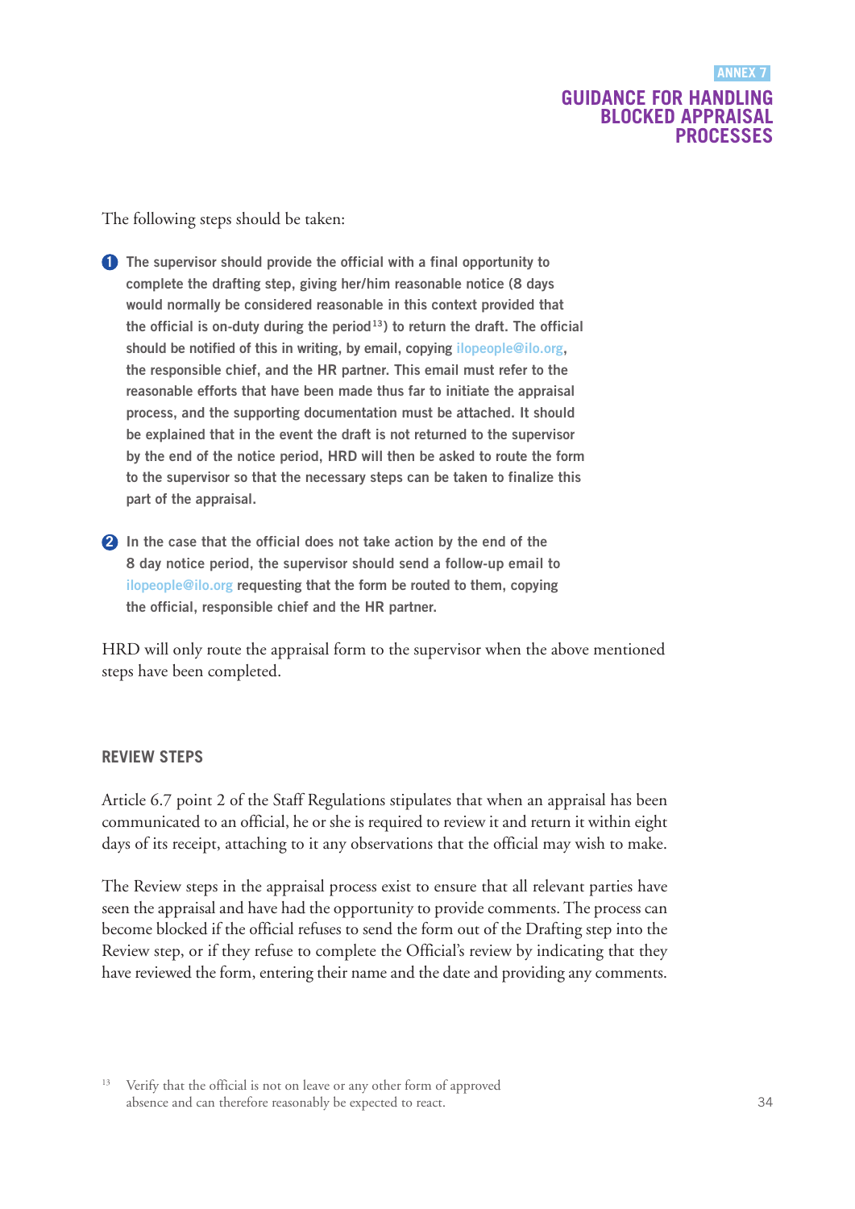The following steps should be taken:

1. **The supervisor should provide the official with a final opportunity to complete the drafting step, giving her/him reasonable notice (8 days would normally be considered reasonable in this context provided that the official is on-duty during the period[13]) to return the draft. The official should be notified of this in writing, by email, copying ilopeople@ilo.org, the responsible chief, and the HR partner. This email must refer to the reasonable efforts that have been made thus far to initiate the appraisal process, and the supporting documentation must be attached. It should be explained that in the event the draft is not returned to the supervisor by the end of the notice period, HRD will then be asked to route the form to the supervisor so that the necessary steps can be taken to finalize this part of the appraisal.**

2. **In the case that the official does not take action by the end of the 8 day notice period, the supervisor should send a follow-up email to ilopeople@ilo.org requesting that the form be routed to them, copying the official, responsible chief and the HR partner.**

HRD will only route the appraisal form to the supervisor when the above mentioned steps have been completed.

### REVIEW STEPS

Article 6.7 point 2 of the Staff Regulations stipulates that when an appraisal has been communicated to an official, he or she is required to review it and return it within eight days of its receipt, attaching to it any observations that the official may wish to make.

The Review steps in the appraisal process exist to ensure that all relevant parties have seen the appraisal and have had the opportunity to provide comments. The process can become blocked if the official refuses to send the form out of the Drafting step into the Review step, or if they refuse to complete the Official's review by indicating that they have reviewed the form, entering their name and the date and providing any comments.

[13] Verify that the official is not on leave or any other form of approved absence and can therefore reasonably be expected to react.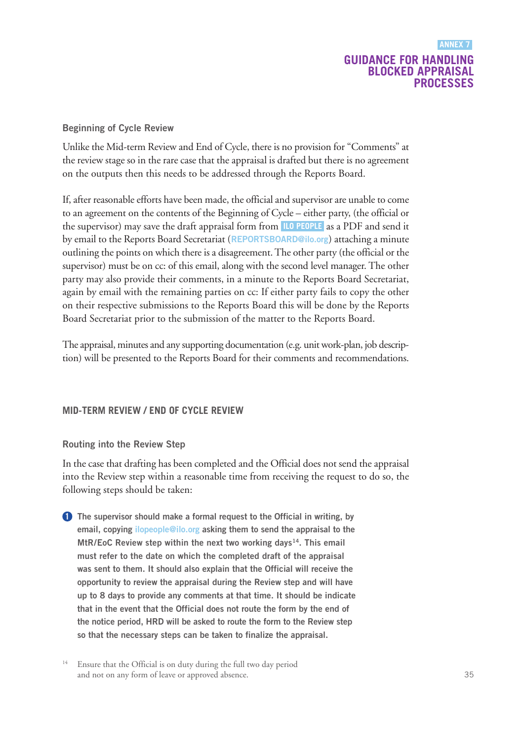ANNEX 7

# GUIDANCE FOR HANDLING BLOCKED APPRAISAL PROCESSES

### Beginning of Cycle Review

Unlike the Mid-term Review and End of Cycle, there is no provision for "Comments" at the review stage so in the rare case that the appraisal is drafted but there is no agreement on the outputs then this needs to be addressed through the Reports Board.

If, after reasonable efforts have been made, the official and supervisor are unable to come to an agreement on the contents of the Beginning of Cycle – either party, (the official or the supervisor) may save the draft appraisal form from ILO PEOPLE as a PDF and send it by email to the Reports Board Secretariat (REPORTSBOARD@ilo.org) attaching a minute outlining the points on which there is a disagreement. The other party (the official or the supervisor) must be on cc: of this email, along with the second level manager. The other party may also provide their comments, in a minute to the Reports Board Secretariat, again by email with the remaining parties on cc: If either party fails to copy the other on their respective submissions to the Reports Board this will be done by the Reports Board Secretariat prior to the submission of the matter to the Reports Board.

The appraisal, minutes and any supporting documentation (e.g. unit work-plan, job description) will be presented to the Reports Board for their comments and recommendations.

## MID-TERM REVIEW / END OF CYCLE REVIEW

### Routing into the Review Step

In the case that drafting has been completed and the Official does not send the appraisal into the Review step within a reasonable time from receiving the request to do so, the following steps should be taken:

1. **The supervisor should make a formal request to the Official in writing, by email, copying ilopeople@ilo.org asking them to send the appraisal to the MtR/EoC Review step within the next two working days[14]. This email must refer to the date on which the completed draft of the appraisal was sent to them. It should also explain that the Official will receive the opportunity to review the appraisal during the Review step and will have up to 8 days to provide any comments at that time. It should be indicate that in the event that the Official does not route the form by the end of the notice period, HRD will be asked to route the form to the Review step so that the necessary steps can be taken to finalize the appraisal.**

[14] Ensure that the Official is on duty during the full two day period and not on any form of leave or approved absence.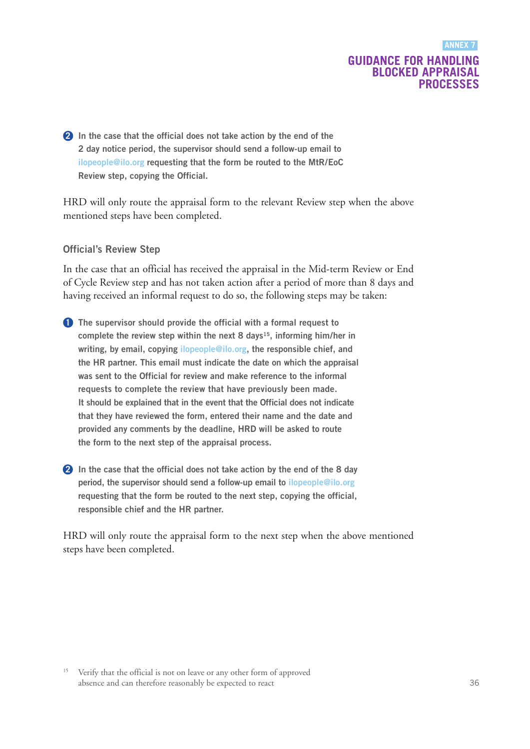2. **In the case that the official does not take action by the end of the 2 day notice period, the supervisor should send a follow-up email to ilopeople@ilo.org requesting that the form be routed to the MtR/EoC Review step, copying the Official.**

HRD will only route the appraisal form to the relevant Review step when the above mentioned steps have been completed.

### Official's Review Step

In the case that an official has received the appraisal in the Mid-term Review or End of Cycle Review step and has not taken action after a period of more than 8 days and having received an informal request to do so, the following steps may be taken:

1. **The supervisor should provide the official with a formal request to complete the review step within the next 8 days[15], informing him/her in writing, by email, copying ilopeople@ilo.org, the responsible chief, and the HR partner. This email must indicate the date on which the appraisal was sent to the Official for review and make reference to the informal requests to complete the review that have previously been made. It should be explained that in the event that the Official does not indicate that they have reviewed the form, entered their name and the date and provided any comments by the deadline, HRD will be asked to route the form to the next step of the appraisal process.**

2. **In the case that the official does not take action by the end of the 8 day period, the supervisor should send a follow-up email to ilopeople@ilo.org requesting that the form be routed to the next step, copying the official, responsible chief and the HR partner.**

HRD will only route the appraisal form to the next step when the above mentioned steps have been completed.

[15] Verify that the official is not on leave or any other form of approved absence and can therefore reasonably be expected to react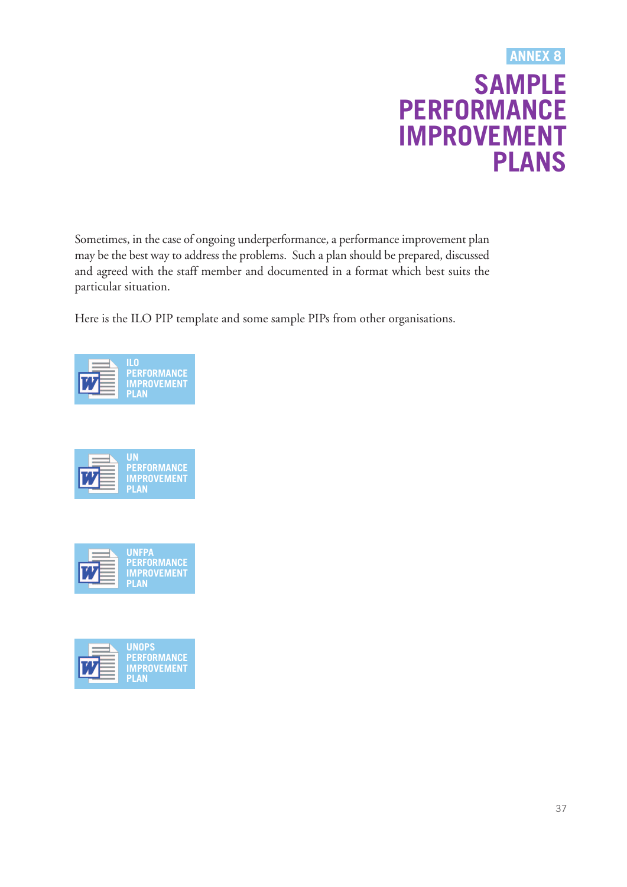ANNEX 8

# SAMPLE PERFORMANCE IMPROVEMENT PLANS

Sometimes, in the case of ongoing underperformance, a performance improvement plan may be the best way to address the problems. Such a plan should be prepared, discussed and agreed with the staff member and documented in a format which best suits the particular situation.

Here is the ILO PIP template and some sample PIPs from other organisations.

ILO PERFORMANCE IMPROVEMENT PLAN

UN PERFORMANCE IMPROVEMENT PLAN

UNFPA PERFORMANCE IMPROVEMENT PLAN

UNOPS PERFORMANCE IMPROVEMENT PLAN